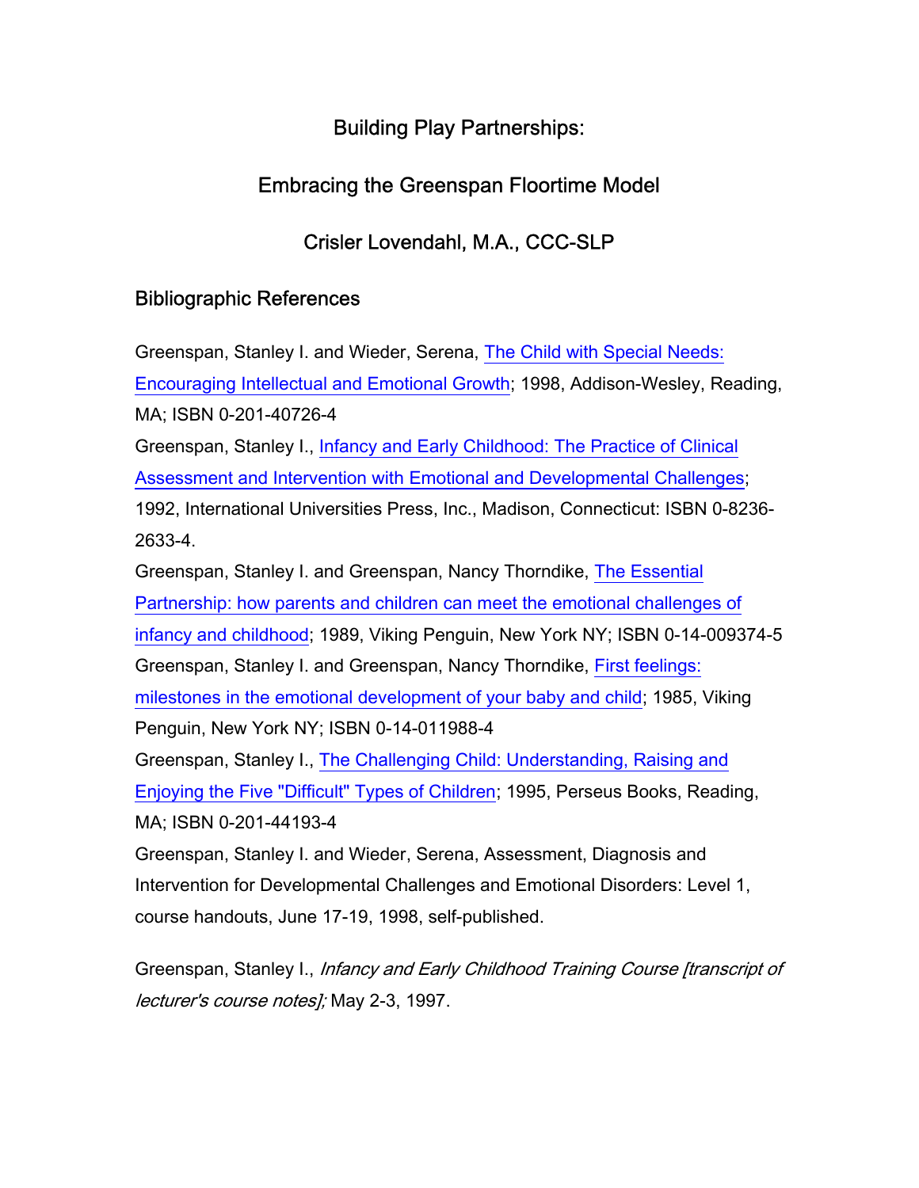# Building Play Partnerships:

## Embracing the Greenspan Floortime Model

### Crisler Lovendahl, M.A., CCC-SLP

## Bibliographic References

Greenspan, Stanley I. and Wieder, Serena, The Child with Special Needs: Encouraging Intellectual and Emotional Growth; 1998, Addison-Wesley, Reading, MA; ISBN 0-201-40726-4

Greenspan, Stanley I., Infancy and Early Childhood: The Practice of Clinical Assessment and Intervention with Emotional and Developmental Challenges; 1992, International Universities Press, Inc., Madison, Connecticut: ISBN 0-8236-2633-4.

Greenspan, Stanley I. and Greenspan, Nancy Thorndike, The Essential Partnership: how parents and children can meet the emotional challenges of infancy and childhood; 1989, Viking Penguin, New York NY; ISBN 0-14-009374-5

Greenspan, Stanley I. and Greenspan, Nancy Thorndike, First feelings: milestones in the emotional development of your baby and child; 1985, Viking Penguin, New York NY; ISBN 0-14-011988-4

Greenspan, Stanley I., The Challenging Child: Understanding, Raising and Enjoying the Five "Difficult" Types of Children; 1995, Perseus Books, Reading, MA; ISBN 0-201-44193-4

Greenspan, Stanley I. and Wieder, Serena, Assessment, Diagnosis and Intervention for Developmental Challenges and Emotional Disorders: Level 1, course handouts, June 17-19, 1998, self-published.

Greenspan, Stanley I., *Infancy and Early Childhood Training Course [transcript of lecturer's course notes];* May 2-3, 1997.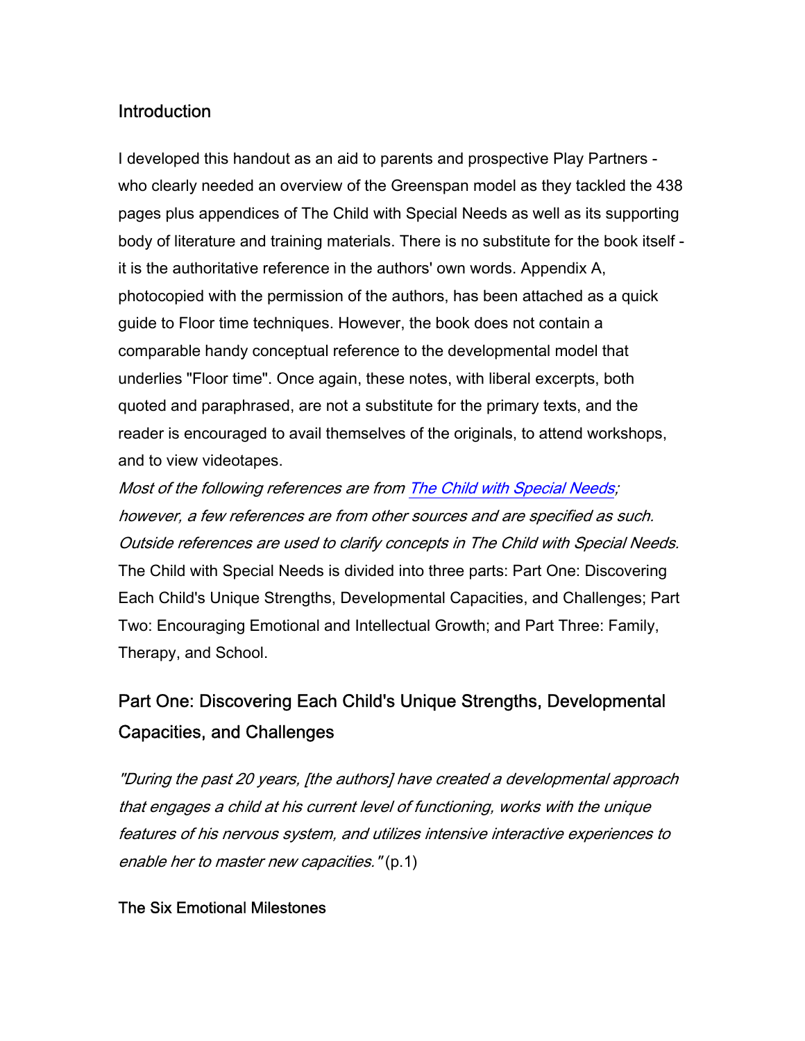## Introduction

I developed this handout as an aid to parents and prospective Play Partners - who clearly needed an overview of the Greenspan model as they tackled the 438 pages plus appendices of The Child with Special Needs as well as its supporting body of literature and training materials. There is no substitute for the book itself - it is the authoritative reference in the authors' own words. Appendix A, photocopied with the permission of the authors, has been attached as a quick guide to Floor time techniques. However, the book does not contain a comparable handy conceptual reference to the developmental model that underlies "Floor time". Once again, these notes, with liberal excerpts, both quoted and paraphrased, are not a substitute for the primary texts, and the reader is encouraged to avail themselves of the originals, to attend workshops, and to view videotapes.

*Most of the following references are from The Child with Special Needs; however, a few references are from other sources and are specified as such. Outside references are used to clarify concepts in The Child with Special Needs.*

The Child with Special Needs is divided into three parts: Part One: Discovering Each Child's Unique Strengths, Developmental Capacities, and Challenges; Part Two: Encouraging Emotional and Intellectual Growth; and Part Three: Family, Therapy, and School.

## Part One: Discovering Each Child's Unique Strengths, Developmental Capacities, and Challenges

*"During the past 20 years, [the authors] have created a developmental approach that engages a child at his current level of functioning, works with the unique features of his nervous system, and utilizes intensive interactive experiences to enable her to master new capacities."* (p.1)

### The Six Emotional Milestones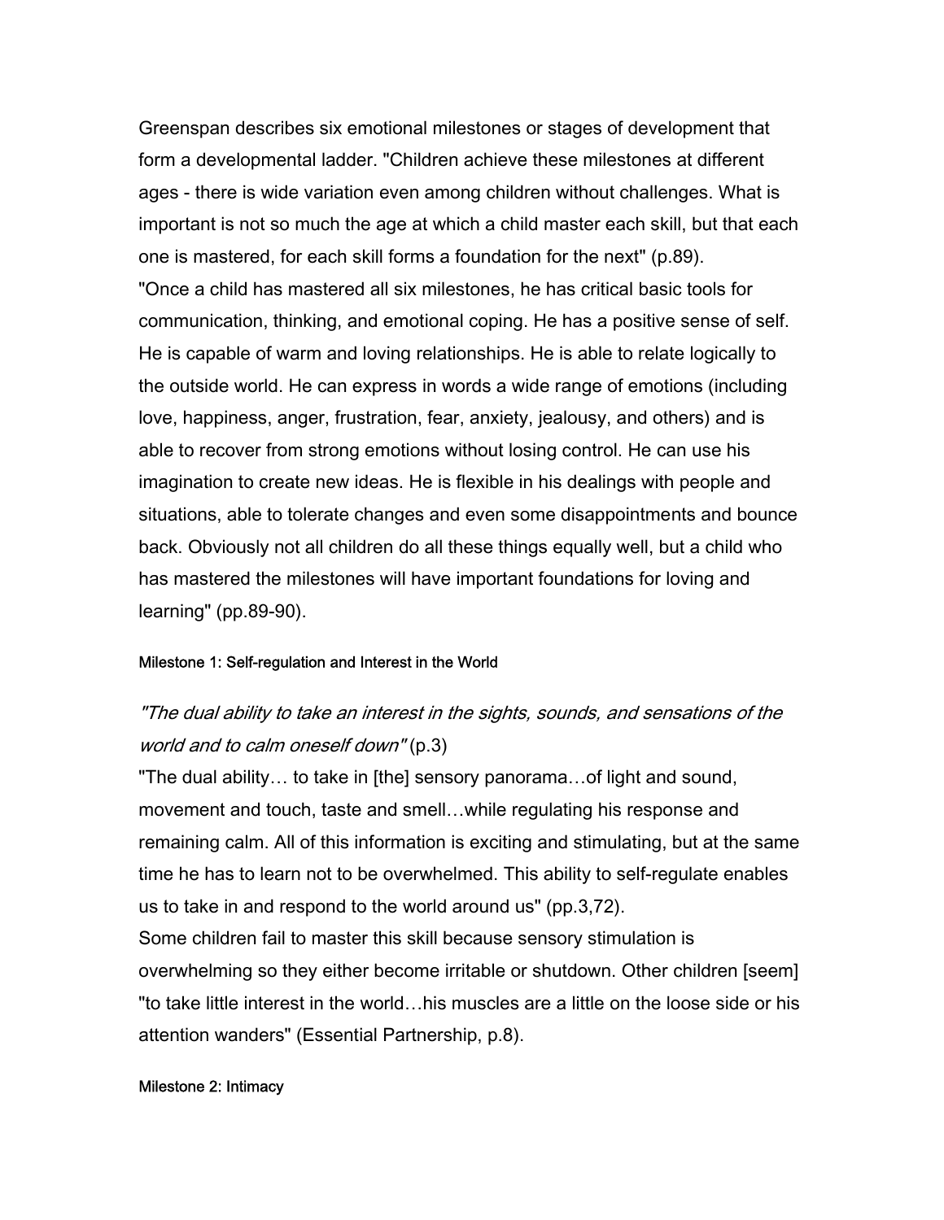Greenspan describes six emotional milestones or stages of development that form a developmental ladder. "Children achieve these milestones at different ages - there is wide variation even among children without challenges. What is important is not so much the age at which a child master each skill, but that each one is mastered, for each skill forms a foundation for the next" (p.89).
"Once a child has mastered all six milestones, he has critical basic tools for communication, thinking, and emotional coping. He has a positive sense of self. He is capable of warm and loving relationships. He is able to relate logically to the outside world. He can express in words a wide range of emotions (including love, happiness, anger, frustration, fear, anxiety, jealousy, and others) and is able to recover from strong emotions without losing control. He can use his imagination to create new ideas. He is flexible in his dealings with people and situations, able to tolerate changes and even some disappointments and bounce back. Obviously not all children do all these things equally well, but a child who has mastered the milestones will have important foundations for loving and learning" (pp.89-90).

#### Milestone 1: Self-regulation and Interest in the World

*"The dual ability to take an interest in the sights, sounds, and sensations of the world and to calm oneself down"* (p.3)
"The dual ability… to take in [the] sensory panorama…of light and sound, movement and touch, taste and smell…while regulating his response and remaining calm. All of this information is exciting and stimulating, but at the same time he has to learn not to be overwhelmed. This ability to self-regulate enables us to take in and respond to the world around us" (pp.3,72).
Some children fail to master this skill because sensory stimulation is overwhelming so they either become irritable or shutdown. Other children [seem] "to take little interest in the world…his muscles are a little on the loose side or his attention wanders" (Essential Partnership, p.8).

#### Milestone 2: Intimacy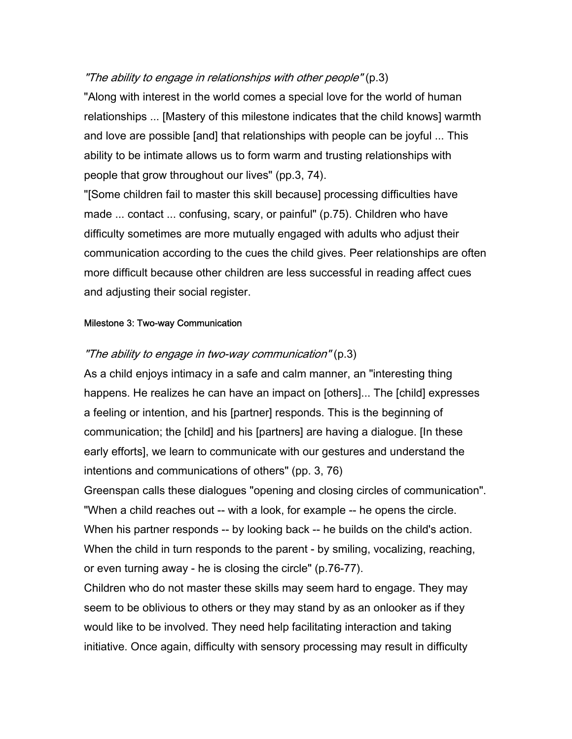*"The ability to engage in relationships with other people"* (p.3)

"Along with interest in the world comes a special love for the world of human relationships ... [Mastery of this milestone indicates that the child knows] warmth and love are possible [and] that relationships with people can be joyful ... This ability to be intimate allows us to form warm and trusting relationships with people that grow throughout our lives" (pp.3, 74).

"[Some children fail to master this skill because] processing difficulties have made ... contact ... confusing, scary, or painful" (p.75). Children who have difficulty sometimes are more mutually engaged with adults who adjust their communication according to the cues the child gives. Peer relationships are often more difficult because other children are less successful in reading affect cues and adjusting their social register.

#### Milestone 3: Two-way Communication

*"The ability to engage in two-way communication"* (p.3)

As a child enjoys intimacy in a safe and calm manner, an "interesting thing happens. He realizes he can have an impact on [others]... The [child] expresses a feeling or intention, and his [partner] responds. This is the beginning of communication; the [child] and his [partners] are having a dialogue. [In these early efforts], we learn to communicate with our gestures and understand the intentions and communications of others" (pp. 3, 76)

Greenspan calls these dialogues "opening and closing circles of communication". "When a child reaches out -- with a look, for example -- he opens the circle. When his partner responds -- by looking back -- he builds on the child's action. When the child in turn responds to the parent - by smiling, vocalizing, reaching, or even turning away - he is closing the circle" (p.76-77).

Children who do not master these skills may seem hard to engage. They may seem to be oblivious to others or they may stand by as an onlooker as if they would like to be involved. They need help facilitating interaction and taking initiative. Once again, difficulty with sensory processing may result in difficulty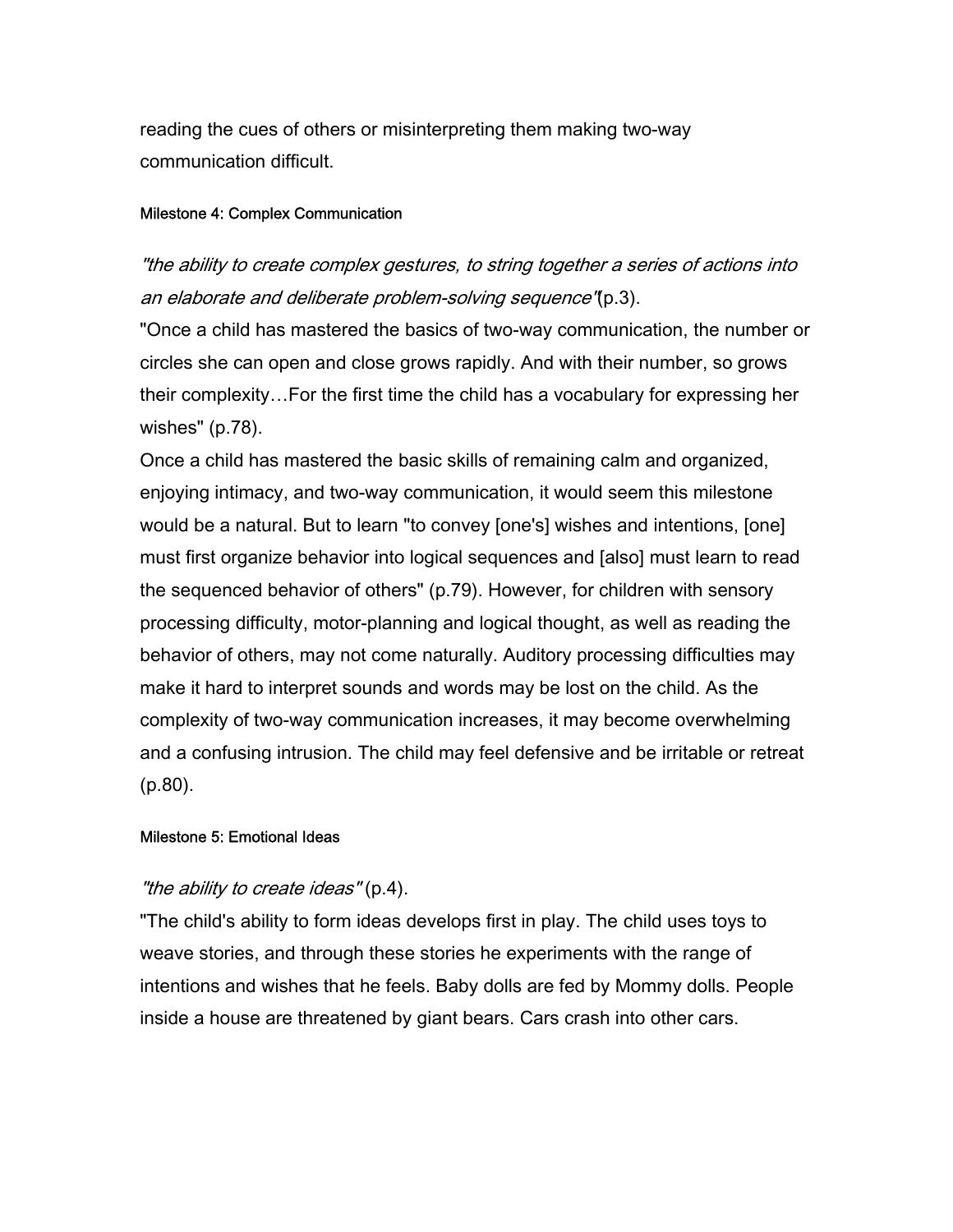reading the cues of others or misinterpreting them making two-way communication difficult.

### Milestone 4: Complex Communication

*"the ability to create complex gestures, to string together a series of actions into an elaborate and deliberate problem-solving sequence"*(p.3).

"Once a child has mastered the basics of two-way communication, the number or circles she can open and close grows rapidly. And with their number, so grows their complexity…For the first time the child has a vocabulary for expressing her wishes" (p.78).

Once a child has mastered the basic skills of remaining calm and organized, enjoying intimacy, and two-way communication, it would seem this milestone would be a natural. But to learn "to convey [one's] wishes and intentions, [one] must first organize behavior into logical sequences and [also] must learn to read the sequenced behavior of others" (p.79). However, for children with sensory processing difficulty, motor-planning and logical thought, as well as reading the behavior of others, may not come naturally. Auditory processing difficulties may make it hard to interpret sounds and words may be lost on the child. As the complexity of two-way communication increases, it may become overwhelming and a confusing intrusion. The child may feel defensive and be irritable or retreat (p.80).

### Milestone 5: Emotional Ideas

*"the ability to create ideas"* (p.4).

"The child's ability to form ideas develops first in play. The child uses toys to weave stories, and through these stories he experiments with the range of intentions and wishes that he feels. Baby dolls are fed by Mommy dolls. People inside a house are threatened by giant bears. Cars crash into other cars.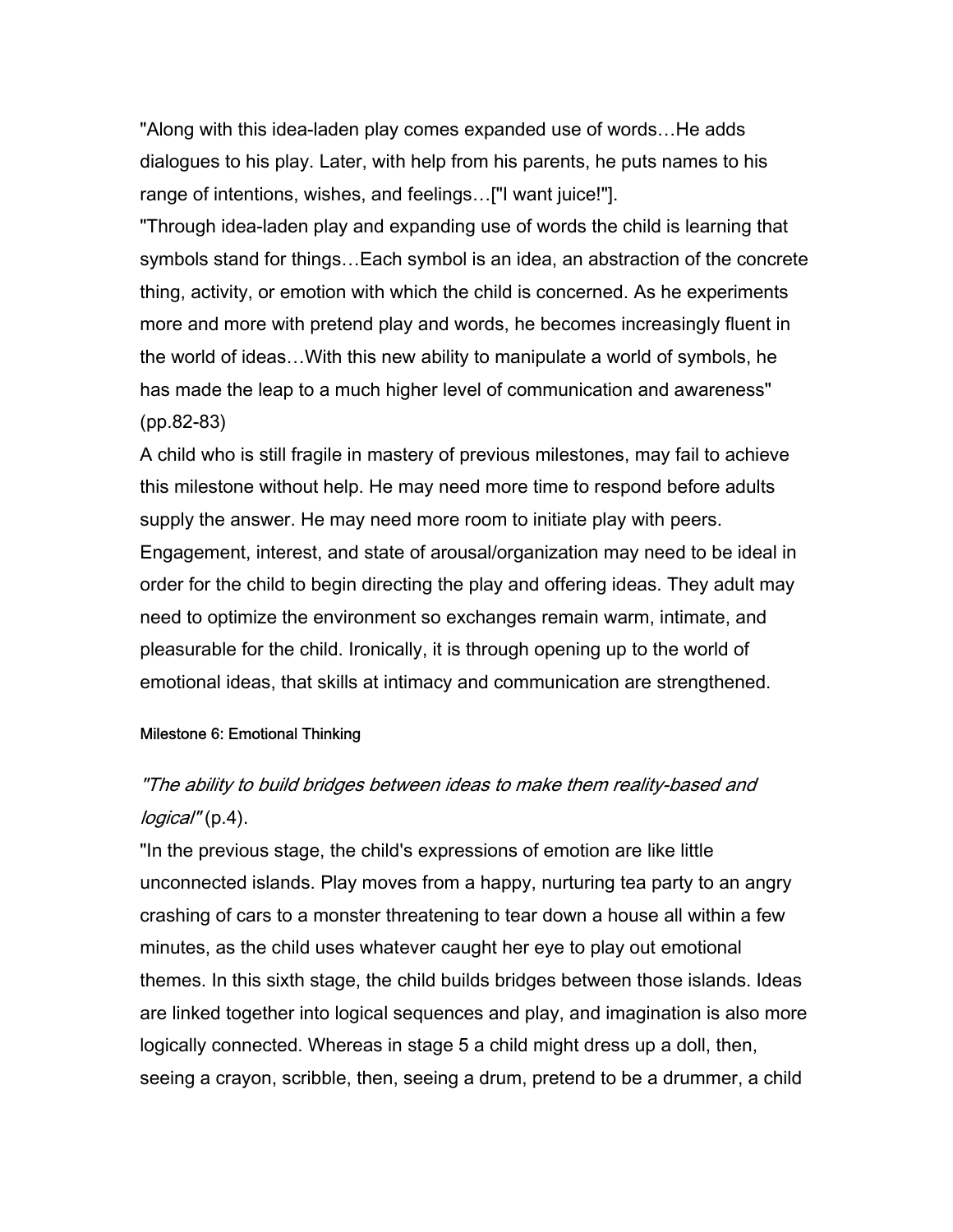"Along with this idea-laden play comes expanded use of words…He adds dialogues to his play. Later, with help from his parents, he puts names to his range of intentions, wishes, and feelings…["I want juice!"].

"Through idea-laden play and expanding use of words the child is learning that symbols stand for things…Each symbol is an idea, an abstraction of the concrete thing, activity, or emotion with which the child is concerned. As he experiments more and more with pretend play and words, he becomes increasingly fluent in the world of ideas…With this new ability to manipulate a world of symbols, he has made the leap to a much higher level of communication and awareness" (pp.82-83)

A child who is still fragile in mastery of previous milestones, may fail to achieve this milestone without help. He may need more time to respond before adults supply the answer. He may need more room to initiate play with peers. Engagement, interest, and state of arousal/organization may need to be ideal in order for the child to begin directing the play and offering ideas. They adult may need to optimize the environment so exchanges remain warm, intimate, and pleasurable for the child. Ironically, it is through opening up to the world of emotional ideas, that skills at intimacy and communication are strengthened.

#### Milestone 6: Emotional Thinking

*"The ability to build bridges between ideas to make them reality-based and logical"* (p.4).

"In the previous stage, the child's expressions of emotion are like little unconnected islands. Play moves from a happy, nurturing tea party to an angry crashing of cars to a monster threatening to tear down a house all within a few minutes, as the child uses whatever caught her eye to play out emotional themes. In this sixth stage, the child builds bridges between those islands. Ideas are linked together into logical sequences and play, and imagination is also more logically connected. Whereas in stage 5 a child might dress up a doll, then, seeing a crayon, scribble, then, seeing a drum, pretend to be a drummer, a child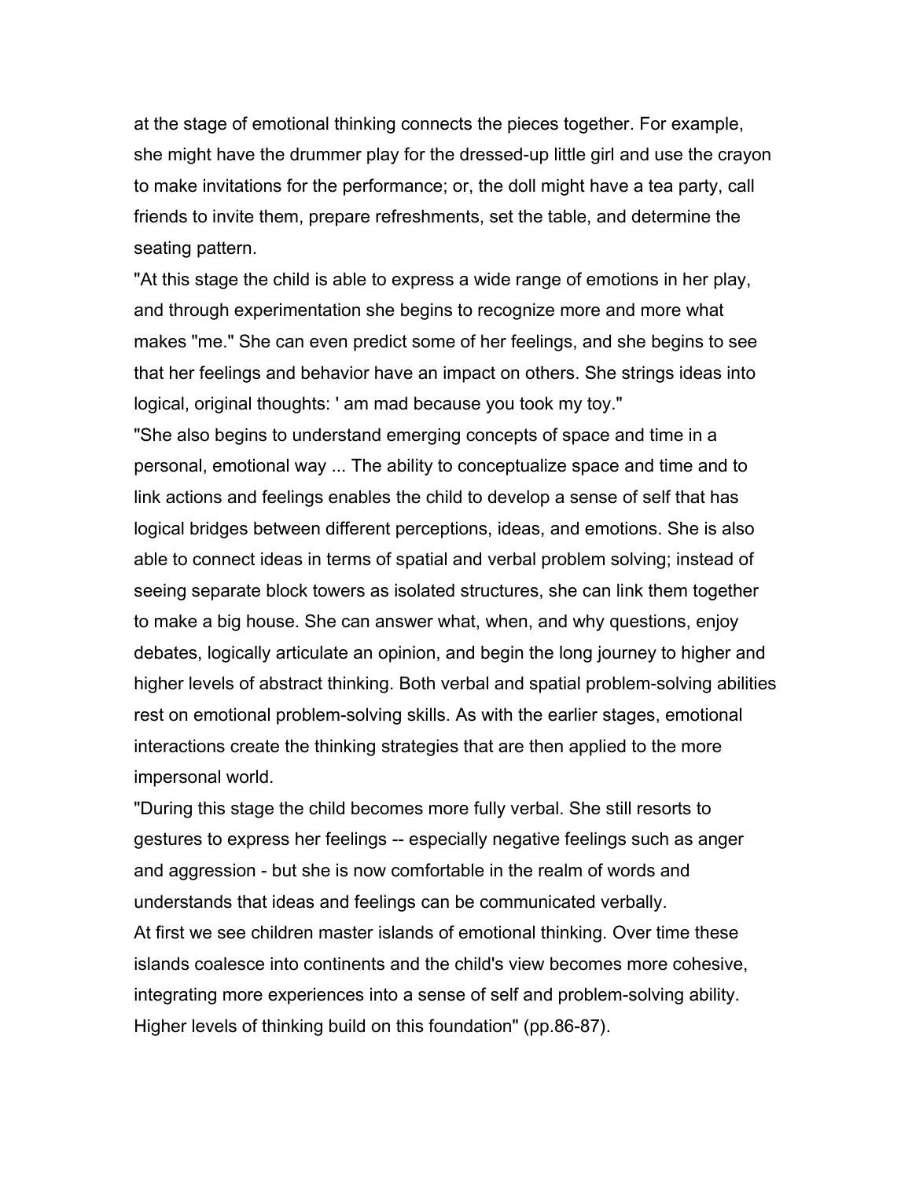at the stage of emotional thinking connects the pieces together. For example, she might have the drummer play for the dressed-up little girl and use the crayon to make invitations for the performance; or, the doll might have a tea party, call friends to invite them, prepare refreshments, set the table, and determine the seating pattern.

"At this stage the child is able to express a wide range of emotions in her play, and through experimentation she begins to recognize more and more what makes "me." She can even predict some of her feelings, and she begins to see that her feelings and behavior have an impact on others. She strings ideas into logical, original thoughts: ' am mad because you took my toy."

"She also begins to understand emerging concepts of space and time in a personal, emotional way ... The ability to conceptualize space and time and to link actions and feelings enables the child to develop a sense of self that has logical bridges between different perceptions, ideas, and emotions. She is also able to connect ideas in terms of spatial and verbal problem solving; instead of seeing separate block towers as isolated structures, she can link them together to make a big house. She can answer what, when, and why questions, enjoy debates, logically articulate an opinion, and begin the long journey to higher and higher levels of abstract thinking. Both verbal and spatial problem-solving abilities rest on emotional problem-solving skills. As with the earlier stages, emotional interactions create the thinking strategies that are then applied to the more impersonal world.

"During this stage the child becomes more fully verbal. She still resorts to gestures to express her feelings -- especially negative feelings such as anger and aggression - but she is now comfortable in the realm of words and understands that ideas and feelings can be communicated verbally.

At first we see children master islands of emotional thinking. Over time these islands coalesce into continents and the child's view becomes more cohesive, integrating more experiences into a sense of self and problem-solving ability. Higher levels of thinking build on this foundation" (pp.86-87).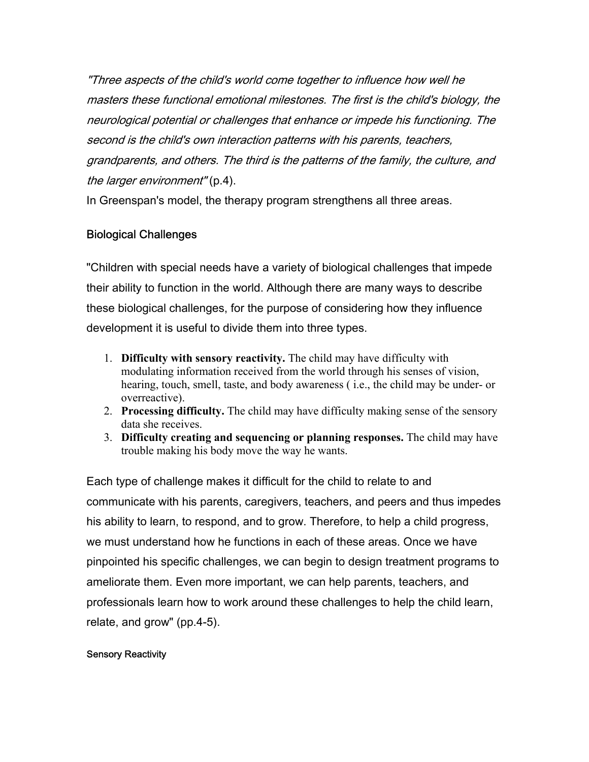*"Three aspects of the child's world come together to influence how well he masters these functional emotional milestones. The first is the child's biology, the neurological potential or challenges that enhance or impede his functioning. The second is the child's own interaction patterns with his parents, teachers, grandparents, and others. The third is the patterns of the family, the culture, and the larger environment"* (p.4).

In Greenspan's model, the therapy program strengthens all three areas.

## Biological Challenges

"Children with special needs have a variety of biological challenges that impede their ability to function in the world. Although there are many ways to describe these biological challenges, for the purpose of considering how they influence development it is useful to divide them into three types.

1. **Difficulty with sensory reactivity.** The child may have difficulty with modulating information received from the world through his senses of vision, hearing, touch, smell, taste, and body awareness ( i.e., the child may be under- or overreactive).
2. **Processing difficulty.** The child may have difficulty making sense of the sensory data she receives.
3. **Difficulty creating and sequencing or planning responses.** The child may have trouble making his body move the way he wants.

Each type of challenge makes it difficult for the child to relate to and communicate with his parents, caregivers, teachers, and peers and thus impedes his ability to learn, to respond, and to grow. Therefore, to help a child progress, we must understand how he functions in each of these areas. Once we have pinpointed his specific challenges, we can begin to design treatment programs to ameliorate them. Even more important, we can help parents, teachers, and professionals learn how to work around these challenges to help the child learn, relate, and grow" (pp.4-5).

### Sensory Reactivity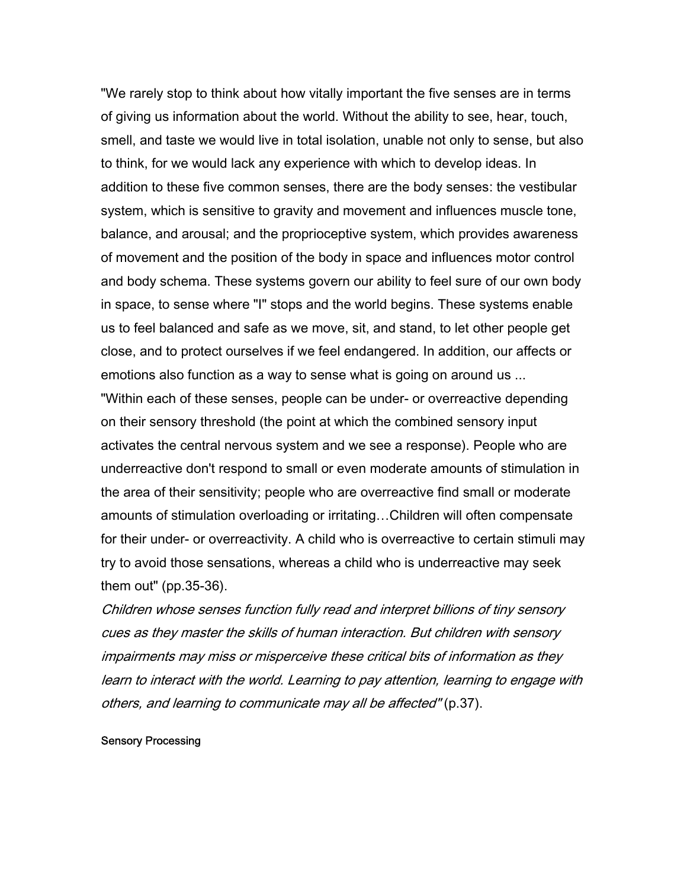"We rarely stop to think about how vitally important the five senses are in terms of giving us information about the world. Without the ability to see, hear, touch, smell, and taste we would live in total isolation, unable not only to sense, but also to think, for we would lack any experience with which to develop ideas. In addition to these five common senses, there are the body senses: the vestibular system, which is sensitive to gravity and movement and influences muscle tone, balance, and arousal; and the proprioceptive system, which provides awareness of movement and the position of the body in space and influences motor control and body schema. These systems govern our ability to feel sure of our own body in space, to sense where "I" stops and the world begins. These systems enable us to feel balanced and safe as we move, sit, and stand, to let other people get close, and to protect ourselves if we feel endangered. In addition, our affects or emotions also function as a way to sense what is going on around us ...

"Within each of these senses, people can be under- or overreactive depending on their sensory threshold (the point at which the combined sensory input activates the central nervous system and we see a response). People who are underreactive don't respond to small or even moderate amounts of stimulation in the area of their sensitivity; people who are overreactive find small or moderate amounts of stimulation overloading or irritating…Children will often compensate for their under- or overreactivity. A child who is overreactive to certain stimuli may try to avoid those sensations, whereas a child who is underreactive may seek them out" (pp.35-36).

*Children whose senses function fully read and interpret billions of tiny sensory cues as they master the skills of human interaction. But children with sensory impairments may miss or misperceive these critical bits of information as they learn to interact with the world. Learning to pay attention, learning to engage with others, and learning to communicate may all be affected"* (p.37).

Sensory Processing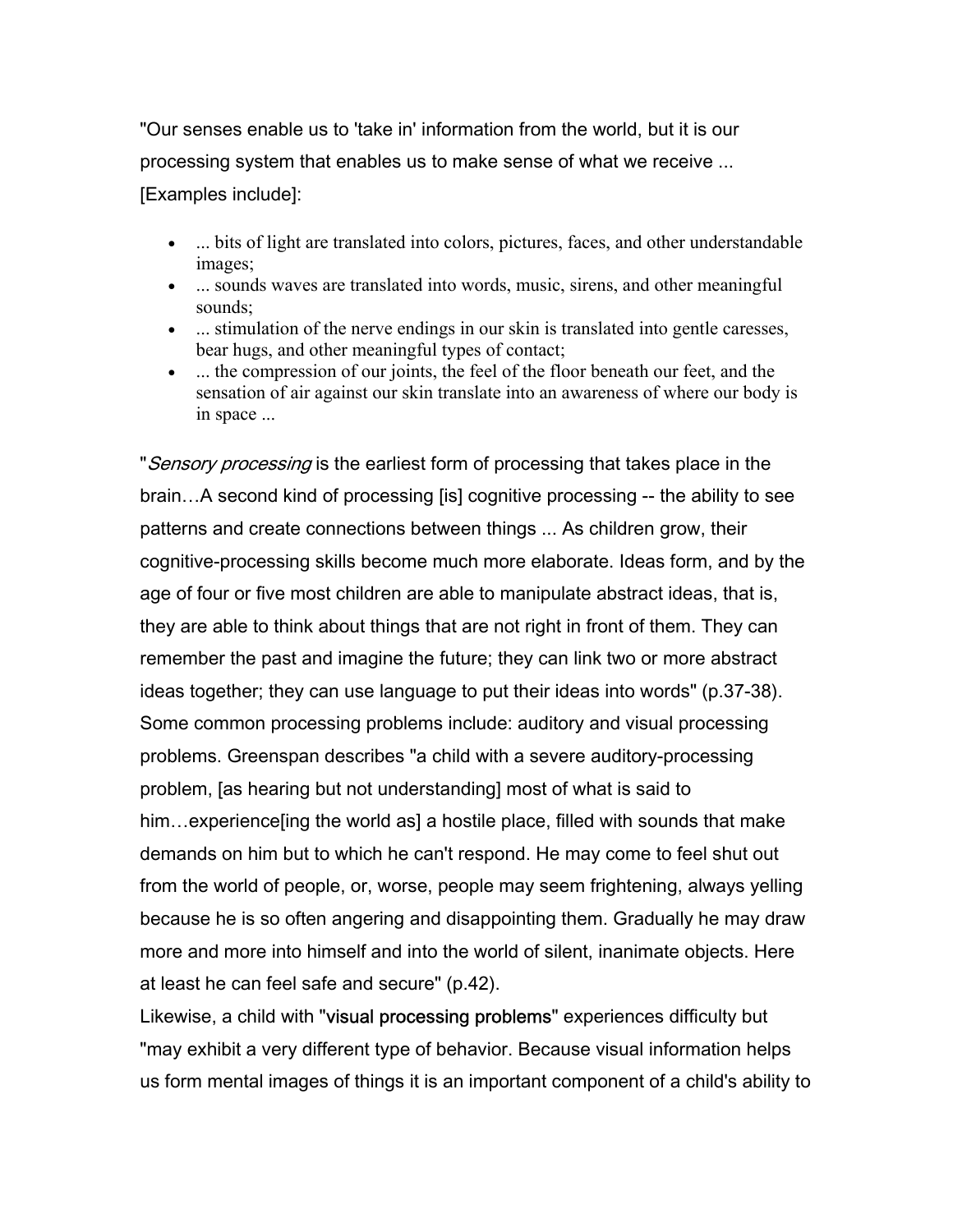"Our senses enable us to 'take in' information from the world, but it is our processing system that enables us to make sense of what we receive ... [Examples include]:

- ... bits of light are translated into colors, pictures, faces, and other understandable images;
- ... sounds waves are translated into words, music, sirens, and other meaningful sounds;
- ... stimulation of the nerve endings in our skin is translated into gentle caresses, bear hugs, and other meaningful types of contact;
- ... the compression of our joints, the feel of the floor beneath our feet, and the sensation of air against our skin translate into an awareness of where our body is in space ...

"*Sensory processing* is the earliest form of processing that takes place in the brain…A second kind of processing [is] cognitive processing -- the ability to see patterns and create connections between things ... As children grow, their cognitive-processing skills become much more elaborate. Ideas form, and by the age of four or five most children are able to manipulate abstract ideas, that is, they are able to think about things that are not right in front of them. They can remember the past and imagine the future; they can link two or more abstract ideas together; they can use language to put their ideas into words" (p.37-38). Some common processing problems include: auditory and visual processing problems. Greenspan describes "a child with a severe auditory-processing problem, [as hearing but not understanding] most of what is said to him…experience[ing the world as] a hostile place, filled with sounds that make demands on him but to which he can't respond. He may come to feel shut out from the world of people, or, worse, people may seem frightening, always yelling because he is so often angering and disappointing them. Gradually he may draw more and more into himself and into the world of silent, inanimate objects. Here at least he can feel safe and secure" (p.42).

Likewise, a child with "visual processing problems" experiences difficulty but "may exhibit a very different type of behavior. Because visual information helps us form mental images of things it is an important component of a child's ability to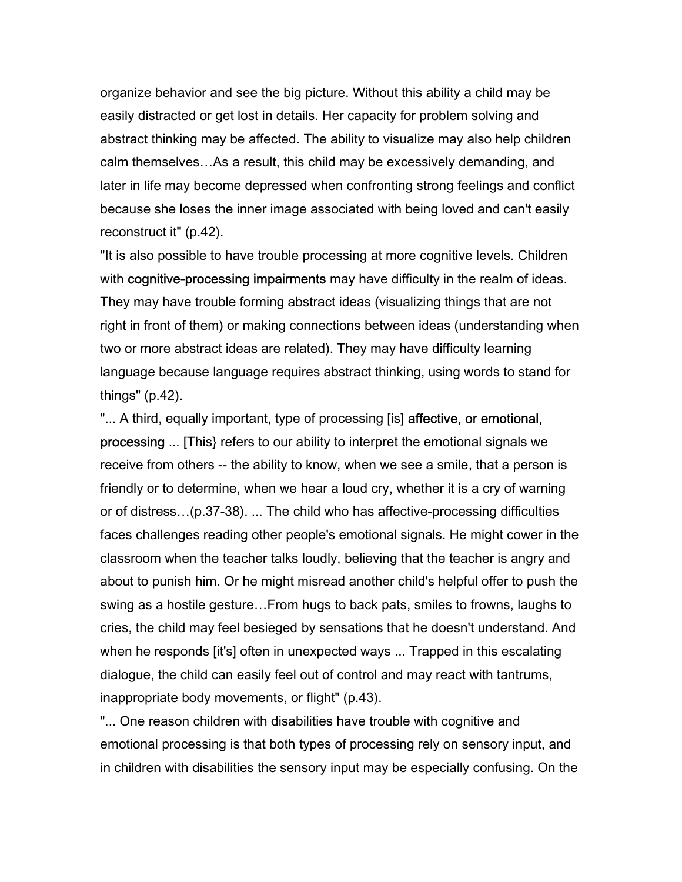organize behavior and see the big picture. Without this ability a child may be easily distracted or get lost in details. Her capacity for problem solving and abstract thinking may be affected. The ability to visualize may also help children calm themselves…As a result, this child may be excessively demanding, and later in life may become depressed when confronting strong feelings and conflict because she loses the inner image associated with being loved and can't easily reconstruct it" (p.42).

"It is also possible to have trouble processing at more cognitive levels. Children with **cognitive-processing impairments** may have difficulty in the realm of ideas. They may have trouble forming abstract ideas (visualizing things that are not right in front of them) or making connections between ideas (understanding when two or more abstract ideas are related). They may have difficulty learning language because language requires abstract thinking, using words to stand for things" (p.42).

"... A third, equally important, type of processing [is] **affective, or emotional, processing** ... [This} refers to our ability to interpret the emotional signals we receive from others -- the ability to know, when we see a smile, that a person is friendly or to determine, when we hear a loud cry, whether it is a cry of warning or of distress…(p.37-38). ... The child who has affective-processing difficulties faces challenges reading other people's emotional signals. He might cower in the classroom when the teacher talks loudly, believing that the teacher is angry and about to punish him. Or he might misread another child's helpful offer to push the swing as a hostile gesture…From hugs to back pats, smiles to frowns, laughs to cries, the child may feel besieged by sensations that he doesn't understand. And when he responds [it's] often in unexpected ways ... Trapped in this escalating dialogue, the child can easily feel out of control and may react with tantrums, inappropriate body movements, or flight" (p.43).

"... One reason children with disabilities have trouble with cognitive and emotional processing is that both types of processing rely on sensory input, and in children with disabilities the sensory input may be especially confusing. On the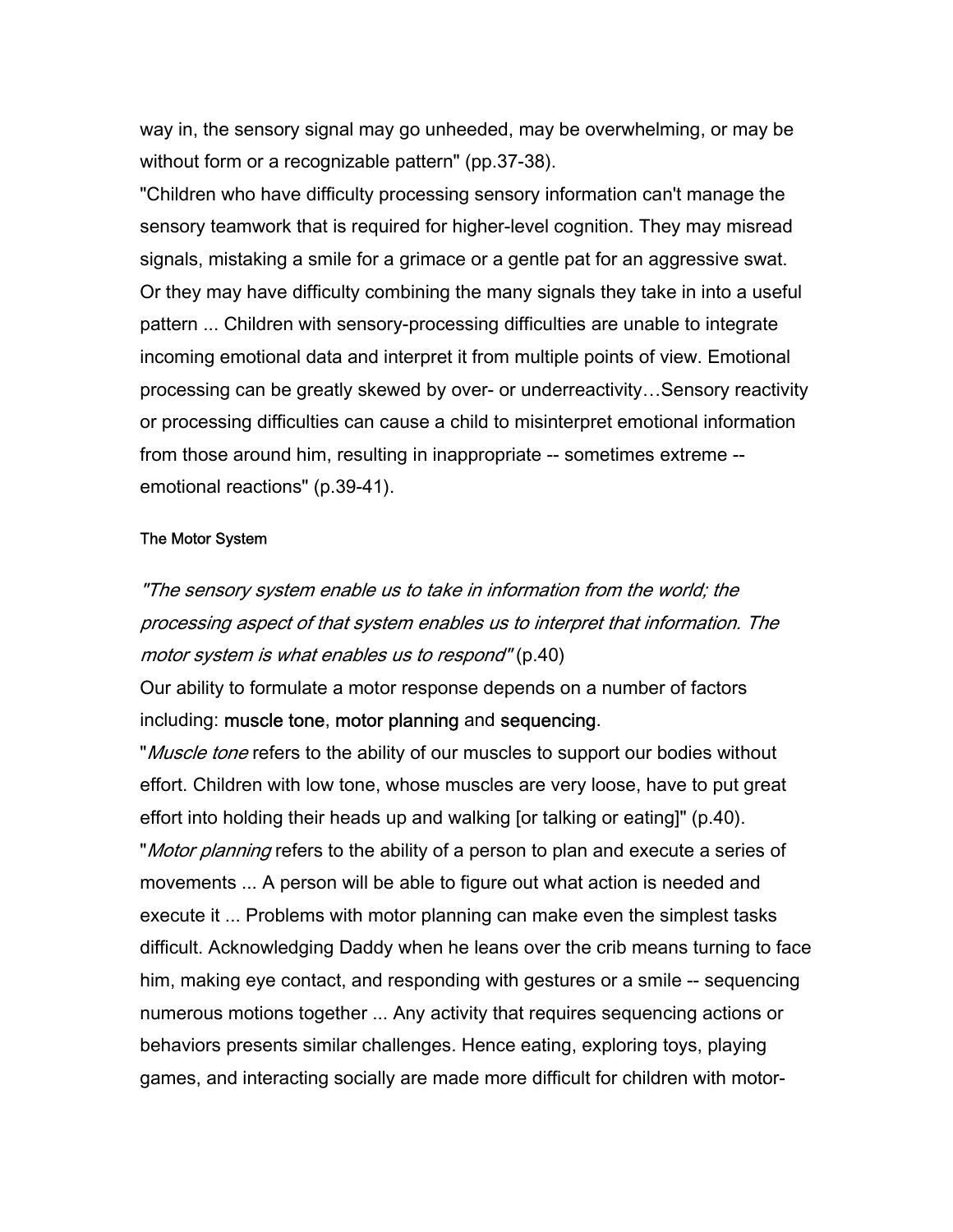way in, the sensory signal may go unheeded, may be overwhelming, or may be without form or a recognizable pattern" (pp.37-38).

"Children who have difficulty processing sensory information can't manage the sensory teamwork that is required for higher-level cognition. They may misread signals, mistaking a smile for a grimace or a gentle pat for an aggressive swat. Or they may have difficulty combining the many signals they take in into a useful pattern ... Children with sensory-processing difficulties are unable to integrate incoming emotional data and interpret it from multiple points of view. Emotional processing can be greatly skewed by over- or underreactivity…Sensory reactivity or processing difficulties can cause a child to misinterpret emotional information from those around him, resulting in inappropriate -- sometimes extreme -- emotional reactions" (p.39-41).

#### The Motor System

*"The sensory system enable us to take in information from the world; the processing aspect of that system enables us to interpret that information. The motor system is what enables us to respond"* (p.40)

Our ability to formulate a motor response depends on a number of factors including: muscle tone, motor planning and sequencing.

"*Muscle tone* refers to the ability of our muscles to support our bodies without effort. Children with low tone, whose muscles are very loose, have to put great effort into holding their heads up and walking [or talking or eating]" (p.40).

"*Motor planning* refers to the ability of a person to plan and execute a series of movements ... A person will be able to figure out what action is needed and execute it ... Problems with motor planning can make even the simplest tasks difficult. Acknowledging Daddy when he leans over the crib means turning to face him, making eye contact, and responding with gestures or a smile -- sequencing numerous motions together ... Any activity that requires sequencing actions or behaviors presents similar challenges. Hence eating, exploring toys, playing games, and interacting socially are made more difficult for children with motor-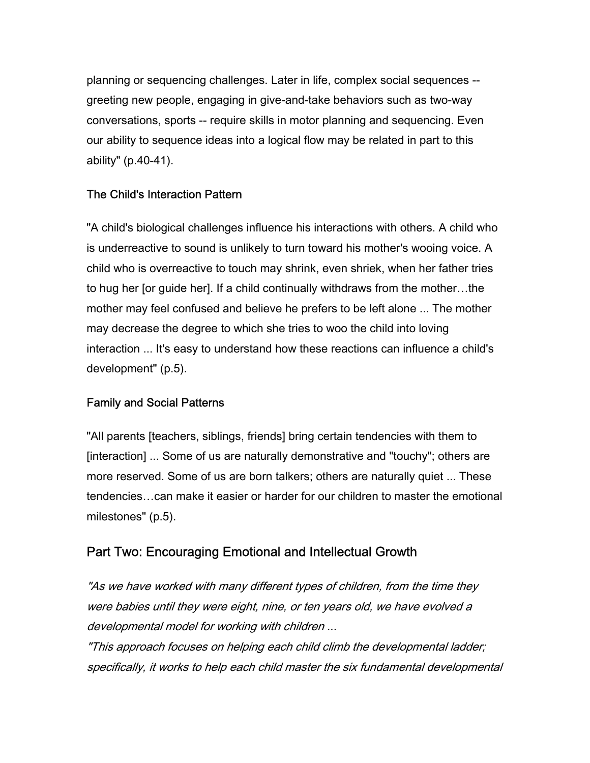planning or sequencing challenges. Later in life, complex social sequences -- greeting new people, engaging in give-and-take behaviors such as two-way conversations, sports -- require skills in motor planning and sequencing. Even our ability to sequence ideas into a logical flow may be related in part to this ability" (p.40-41).

### The Child's Interaction Pattern

"A child's biological challenges influence his interactions with others. A child who is underreactive to sound is unlikely to turn toward his mother's wooing voice. A child who is overreactive to touch may shrink, even shriek, when her father tries to hug her [or guide her]. If a child continually withdraws from the mother…the mother may feel confused and believe he prefers to be left alone ... The mother may decrease the degree to which she tries to woo the child into loving interaction ... It's easy to understand how these reactions can influence a child's development" (p.5).

### Family and Social Patterns

"All parents [teachers, siblings, friends] bring certain tendencies with them to [interaction] ... Some of us are naturally demonstrative and "touchy"; others are more reserved. Some of us are born talkers; others are naturally quiet ... These tendencies…can make it easier or harder for our children to master the emotional milestones" (p.5).

## Part Two: Encouraging Emotional and Intellectual Growth

*"As we have worked with many different types of children, from the time they were babies until they were eight, nine, or ten years old, we have evolved a developmental model for working with children ...*

*"This approach focuses on helping each child climb the developmental ladder; specifically, it works to help each child master the six fundamental developmental*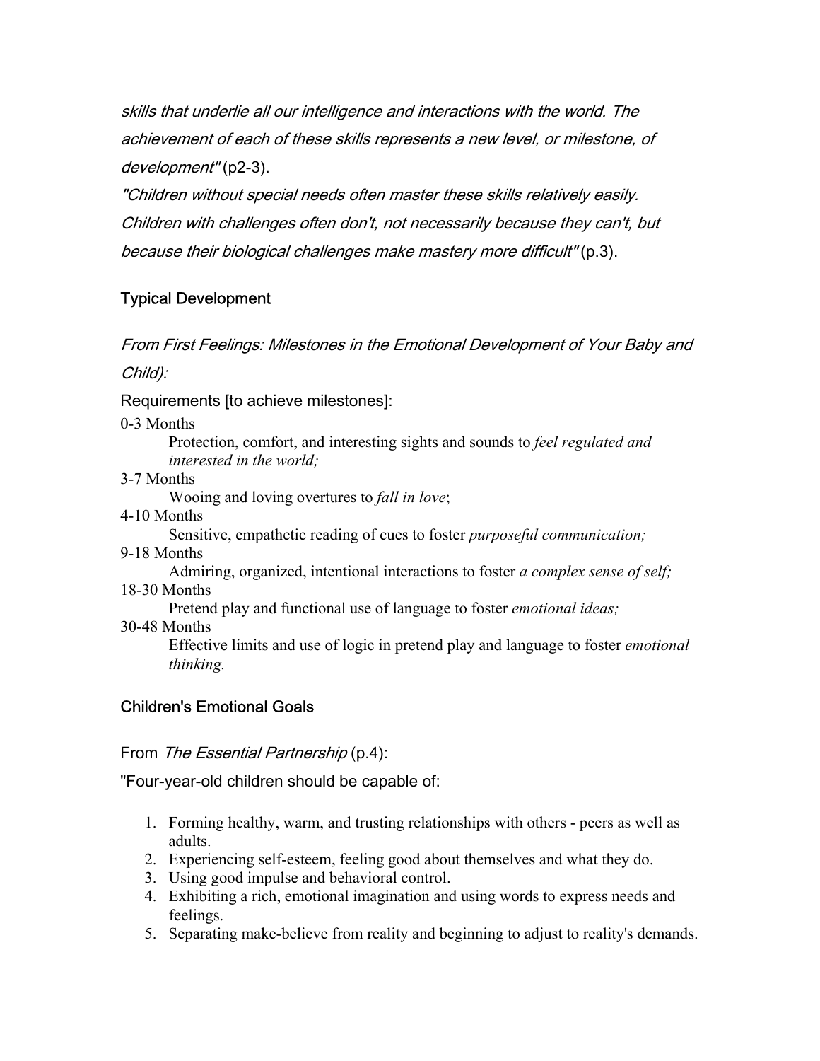*skills that underlie all our intelligence and interactions with the world. The achievement of each of these skills represents a new level, or milestone, of development"* (p2-3).

*"Children without special needs often master these skills relatively easily. Children with challenges often don't, not necessarily because they can't, but because their biological challenges make mastery more difficult"* (p.3).

## Typical Development

*From First Feelings: Milestones in the Emotional Development of Your Baby and Child):*

Requirements [to achieve milestones]:

0-3 Months
    Protection, comfort, and interesting sights and sounds to *feel regulated and interested in the world;*

3-7 Months
    Wooing and loving overtures to *fall in love*;

4-10 Months
    Sensitive, empathetic reading of cues to foster *purposeful communication;*

9-18 Months
    Admiring, organized, intentional interactions to foster *a complex sense of self;*

18-30 Months
    Pretend play and functional use of language to foster *emotional ideas;*

30-48 Months
    Effective limits and use of logic in pretend play and language to foster *emotional thinking.*

## Children's Emotional Goals

From *The Essential Partnership* (p.4):

"Four-year-old children should be capable of:

1. Forming healthy, warm, and trusting relationships with others - peers as well as adults.
2. Experiencing self-esteem, feeling good about themselves and what they do.
3. Using good impulse and behavioral control.
4. Exhibiting a rich, emotional imagination and using words to express needs and feelings.
5. Separating make-believe from reality and beginning to adjust to reality's demands.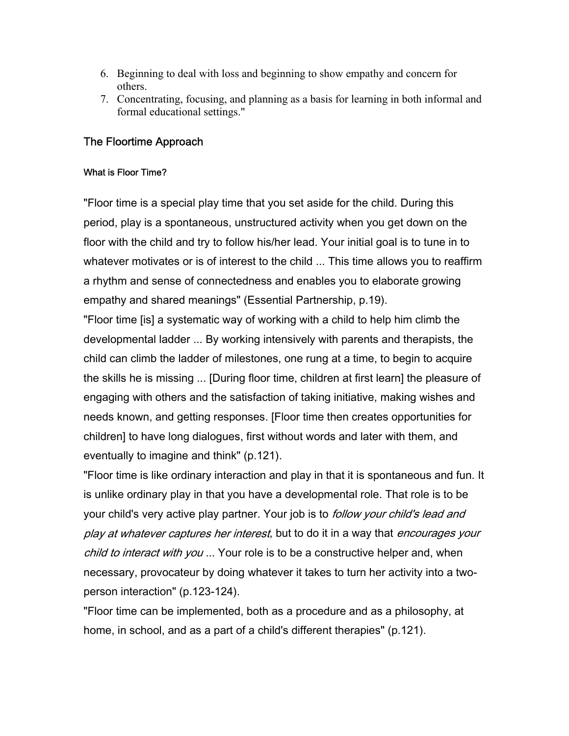6. Beginning to deal with loss and beginning to show empathy and concern for others.
7. Concentrating, focusing, and planning as a basis for learning in both informal and formal educational settings."

## The Floortime Approach

### What is Floor Time?

"Floor time is a special play time that you set aside for the child. During this period, play is a spontaneous, unstructured activity when you get down on the floor with the child and try to follow his/her lead. Your initial goal is to tune in to whatever motivates or is of interest to the child ... This time allows you to reaffirm a rhythm and sense of connectedness and enables you to elaborate growing empathy and shared meanings" (Essential Partnership, p.19).

"Floor time [is] a systematic way of working with a child to help him climb the developmental ladder ... By working intensively with parents and therapists, the child can climb the ladder of milestones, one rung at a time, to begin to acquire the skills he is missing ... [During floor time, children at first learn] the pleasure of engaging with others and the satisfaction of taking initiative, making wishes and needs known, and getting responses. [Floor time then creates opportunities for children] to have long dialogues, first without words and later with them, and eventually to imagine and think" (p.121).

"Floor time is like ordinary interaction and play in that it is spontaneous and fun. It is unlike ordinary play in that you have a developmental role. That role is to be your child's very active play partner. Your job is to *follow your child's lead and play at whatever captures her interest*, but to do it in a way that *encourages your child to interact with you* ... Your role is to be a constructive helper and, when necessary, provocateur by doing whatever it takes to turn her activity into a two-person interaction" (p.123-124).

"Floor time can be implemented, both as a procedure and as a philosophy, at home, in school, and as a part of a child's different therapies" (p.121).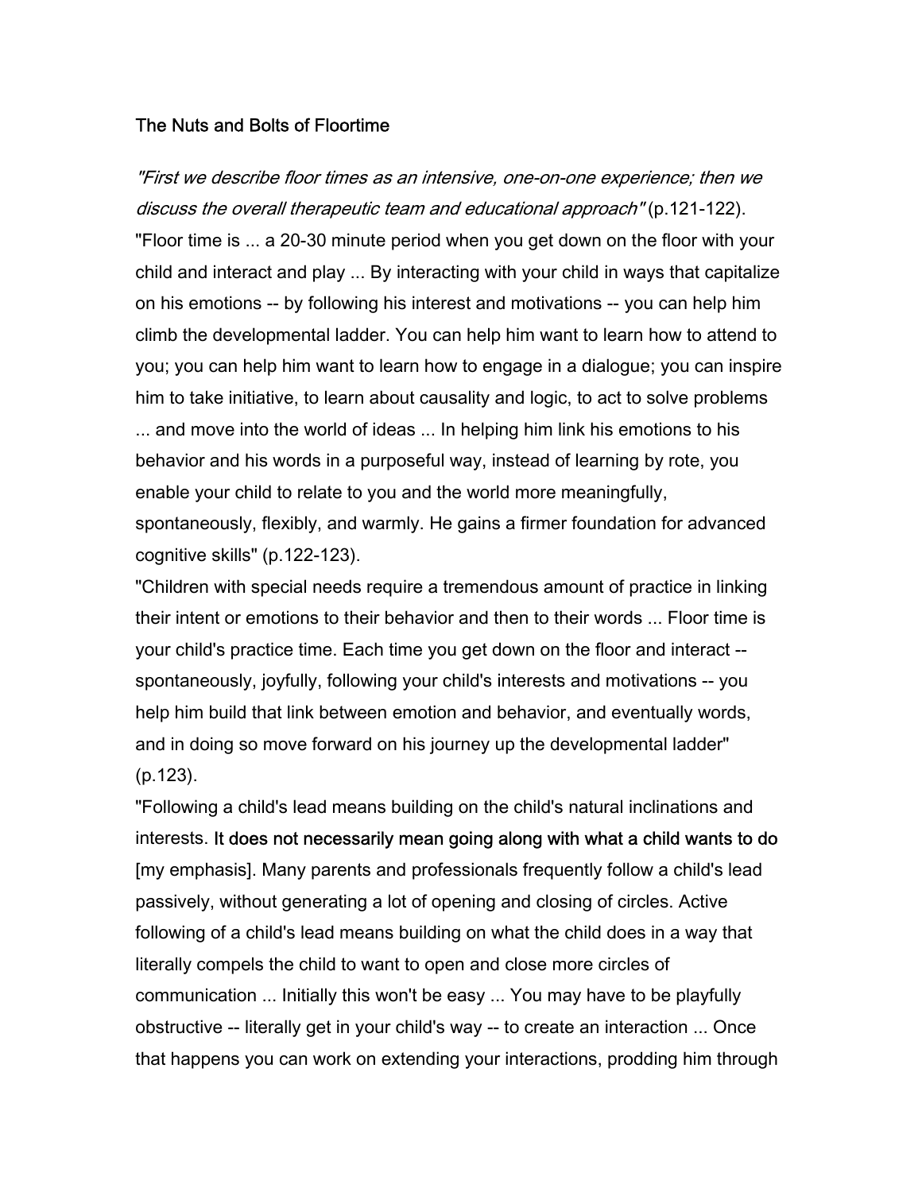## The Nuts and Bolts of Floortime

*"First we describe floor times as an intensive, one-on-one experience; then we discuss the overall therapeutic team and educational approach"* (p.121-122).

"Floor time is ... a 20-30 minute period when you get down on the floor with your child and interact and play ... By interacting with your child in ways that capitalize on his emotions -- by following his interest and motivations -- you can help him climb the developmental ladder. You can help him want to learn how to attend to you; you can help him want to learn how to engage in a dialogue; you can inspire him to take initiative, to learn about causality and logic, to act to solve problems ... and move into the world of ideas ... In helping him link his emotions to his behavior and his words in a purposeful way, instead of learning by rote, you enable your child to relate to you and the world more meaningfully, spontaneously, flexibly, and warmly. He gains a firmer foundation for advanced cognitive skills" (p.122-123).

"Children with special needs require a tremendous amount of practice in linking their intent or emotions to their behavior and then to their words ... Floor time is your child's practice time. Each time you get down on the floor and interact -- spontaneously, joyfully, following your child's interests and motivations -- you help him build that link between emotion and behavior, and eventually words, and in doing so move forward on his journey up the developmental ladder" (p.123).

"Following a child's lead means building on the child's natural inclinations and interests. **It does not necessarily mean going along with what a child wants to do** [my emphasis]. Many parents and professionals frequently follow a child's lead passively, without generating a lot of opening and closing of circles. Active following of a child's lead means building on what the child does in a way that literally compels the child to want to open and close more circles of communication ... Initially this won't be easy ... You may have to be playfully obstructive -- literally get in your child's way -- to create an interaction ... Once that happens you can work on extending your interactions, prodding him through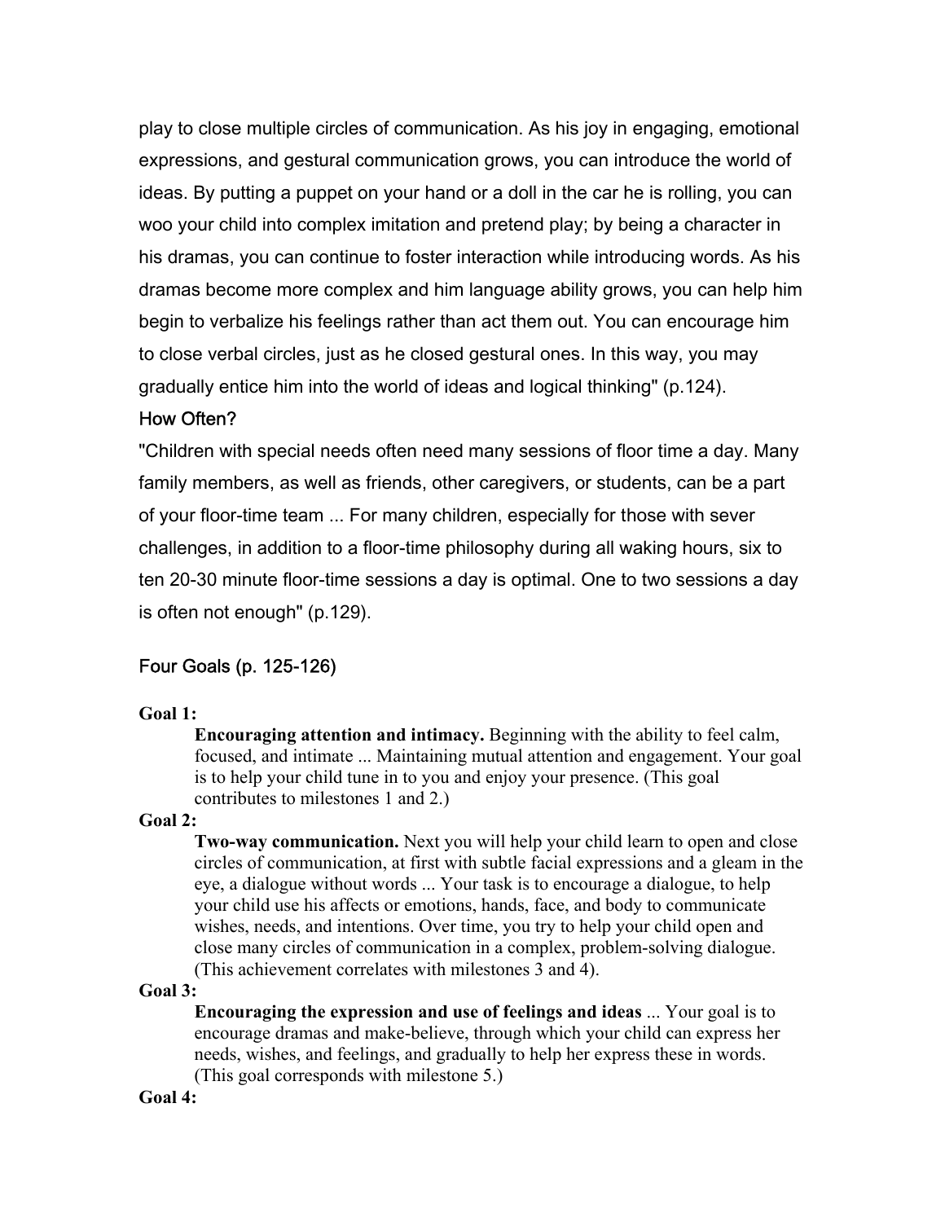play to close multiple circles of communication. As his joy in engaging, emotional expressions, and gestural communication grows, you can introduce the world of ideas. By putting a puppet on your hand or a doll in the car he is rolling, you can woo your child into complex imitation and pretend play; by being a character in his dramas, you can continue to foster interaction while introducing words. As his dramas become more complex and him language ability grows, you can help him begin to verbalize his feelings rather than act them out. You can encourage him to close verbal circles, just as he closed gestural ones. In this way, you may gradually entice him into the world of ideas and logical thinking" (p.124).

### How Often?

"Children with special needs often need many sessions of floor time a day. Many family members, as well as friends, other caregivers, or students, can be a part of your floor-time team ... For many children, especially for those with sever challenges, in addition to a floor-time philosophy during all waking hours, six to ten 20-30 minute floor-time sessions a day is optimal. One to two sessions a day is often not enough" (p.129).

### Four Goals (p. 125-126)

**Goal 1:**

> **Encouraging attention and intimacy.** Beginning with the ability to feel calm, focused, and intimate ... Maintaining mutual attention and engagement. Your goal is to help your child tune in to you and enjoy your presence. (This goal contributes to milestones 1 and 2.)

**Goal 2:**

> **Two-way communication.** Next you will help your child learn to open and close circles of communication, at first with subtle facial expressions and a gleam in the eye, a dialogue without words ... Your task is to encourage a dialogue, to help your child use his affects or emotions, hands, face, and body to communicate wishes, needs, and intentions. Over time, you try to help your child open and close many circles of communication in a complex, problem-solving dialogue. (This achievement correlates with milestones 3 and 4).

**Goal 3:**

> **Encouraging the expression and use of feelings and ideas** ... Your goal is to encourage dramas and make-believe, through which your child can express her needs, wishes, and feelings, and gradually to help her express these in words. (This goal corresponds with milestone 5.)

**Goal 4:**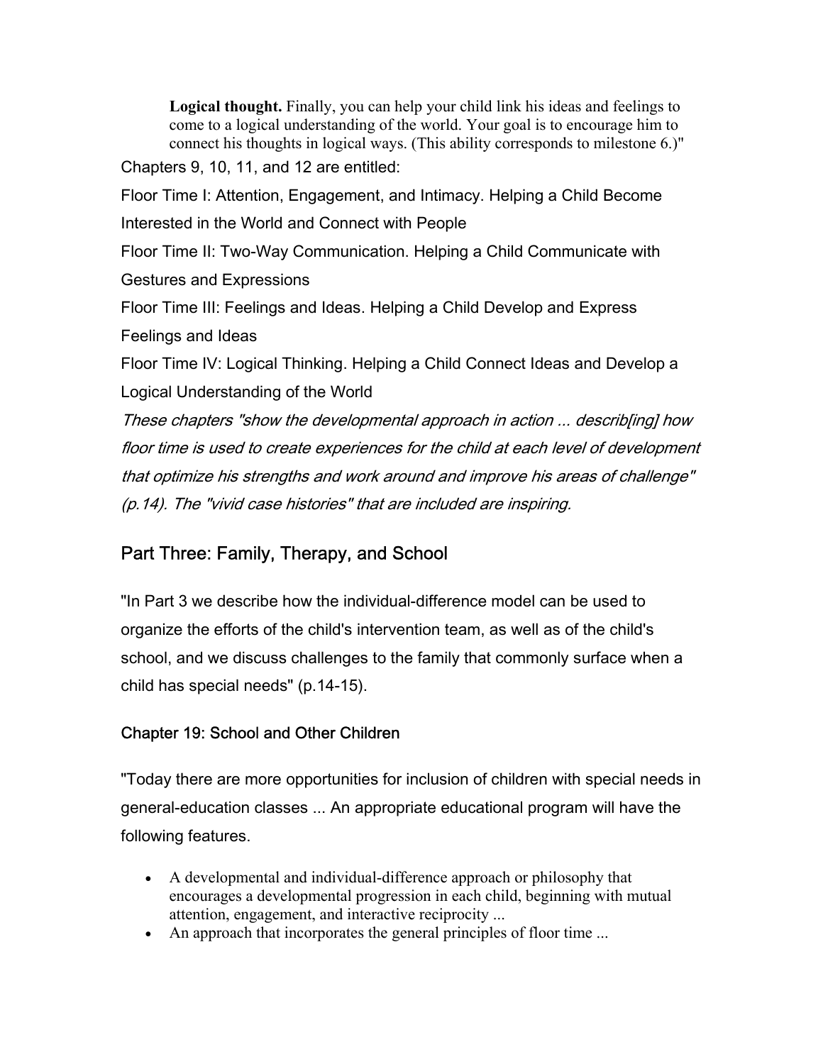> **Logical thought.** Finally, you can help your child link his ideas and feelings to come to a logical understanding of the world. Your goal is to encourage him to connect his thoughts in logical ways. (This ability corresponds to milestone 6.)"

Chapters 9, 10, 11, and 12 are entitled:

Floor Time I: Attention, Engagement, and Intimacy. Helping a Child Become Interested in the World and Connect with People

Floor Time II: Two-Way Communication. Helping a Child Communicate with Gestures and Expressions

Floor Time III: Feelings and Ideas. Helping a Child Develop and Express Feelings and Ideas

Floor Time IV: Logical Thinking. Helping a Child Connect Ideas and Develop a Logical Understanding of the World

*These chapters "show the developmental approach in action ... describ[ing] how floor time is used to create experiences for the child at each level of development that optimize his strengths and work around and improve his areas of challenge" (p.14). The "vivid case histories" that are included are inspiring.*

## Part Three: Family, Therapy, and School

"In Part 3 we describe how the individual-difference model can be used to organize the efforts of the child's intervention team, as well as of the child's school, and we discuss challenges to the family that commonly surface when a child has special needs" (p.14-15).

### Chapter 19: School and Other Children

"Today there are more opportunities for inclusion of children with special needs in general-education classes ... An appropriate educational program will have the following features.

- A developmental and individual-difference approach or philosophy that encourages a developmental progression in each child, beginning with mutual attention, engagement, and interactive reciprocity ...
- An approach that incorporates the general principles of floor time ...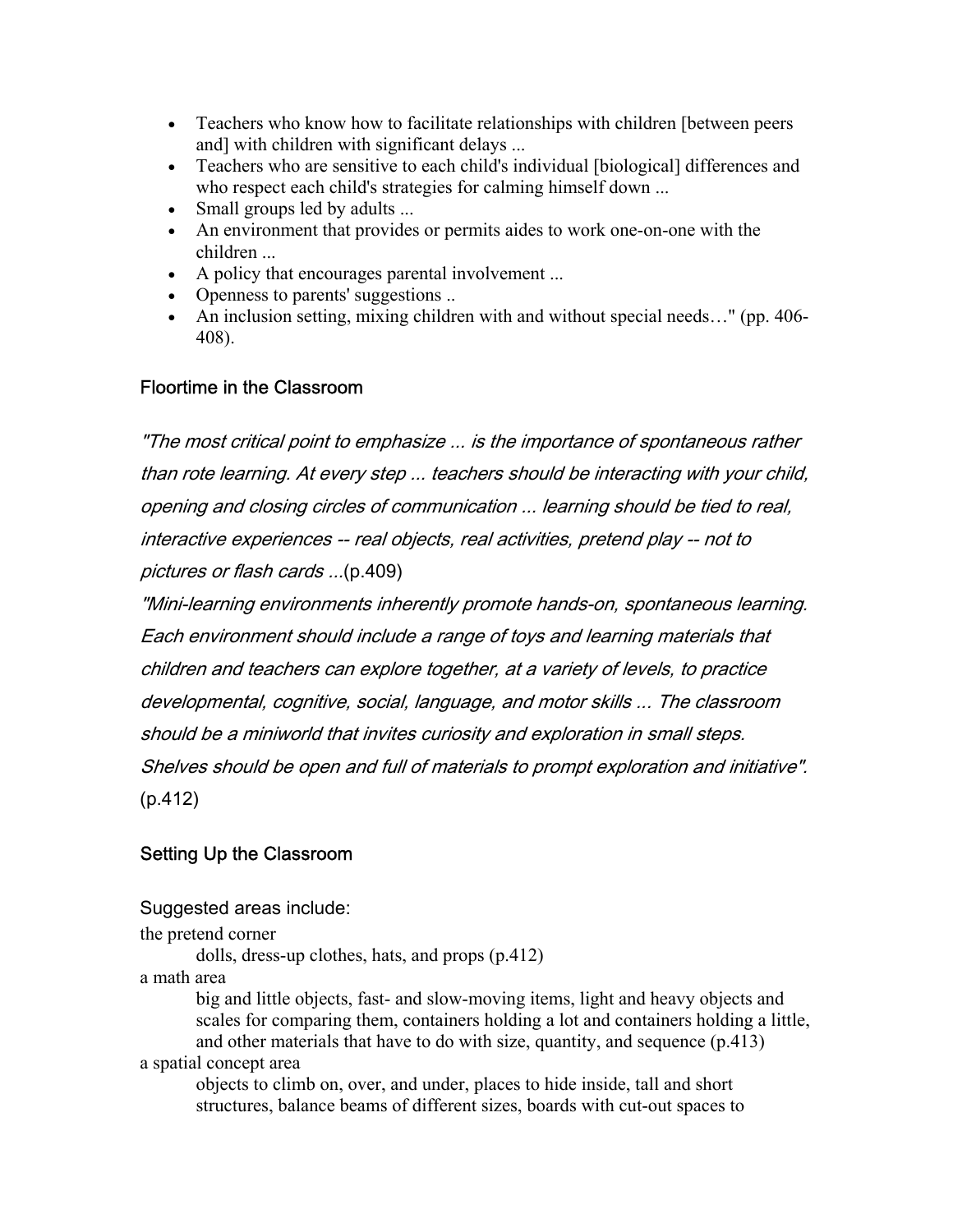- Teachers who know how to facilitate relationships with children [between peers and] with children with significant delays ...
- Teachers who are sensitive to each child's individual [biological] differences and who respect each child's strategies for calming himself down ...
- Small groups led by adults ...
- An environment that provides or permits aides to work one-on-one with the children ...
- A policy that encourages parental involvement ...
- Openness to parents' suggestions ..
- An inclusion setting, mixing children with and without special needs…" (pp. 406-408).

### Floortime in the Classroom

*"The most critical point to emphasize ... is the importance of spontaneous rather than rote learning. At every step ... teachers should be interacting with your child, opening and closing circles of communication ... learning should be tied to real, interactive experiences -- real objects, real activities, pretend play -- not to pictures or flash cards ...*(p.409)

*"Mini-learning environments inherently promote hands-on, spontaneous learning. Each environment should include a range of toys and learning materials that children and teachers can explore together, at a variety of levels, to practice developmental, cognitive, social, language, and motor skills ... The classroom should be a miniworld that invites curiosity and exploration in small steps. Shelves should be open and full of materials to prompt exploration and initiative".* (p.412)

### Setting Up the Classroom

Suggested areas include:

the pretend corner
    dolls, dress-up clothes, hats, and props (p.412)

a math area
    big and little objects, fast- and slow-moving items, light and heavy objects and scales for comparing them, containers holding a lot and containers holding a little, and other materials that have to do with size, quantity, and sequence (p.413)

a spatial concept area
    objects to climb on, over, and under, places to hide inside, tall and short structures, balance beams of different sizes, boards with cut-out spaces to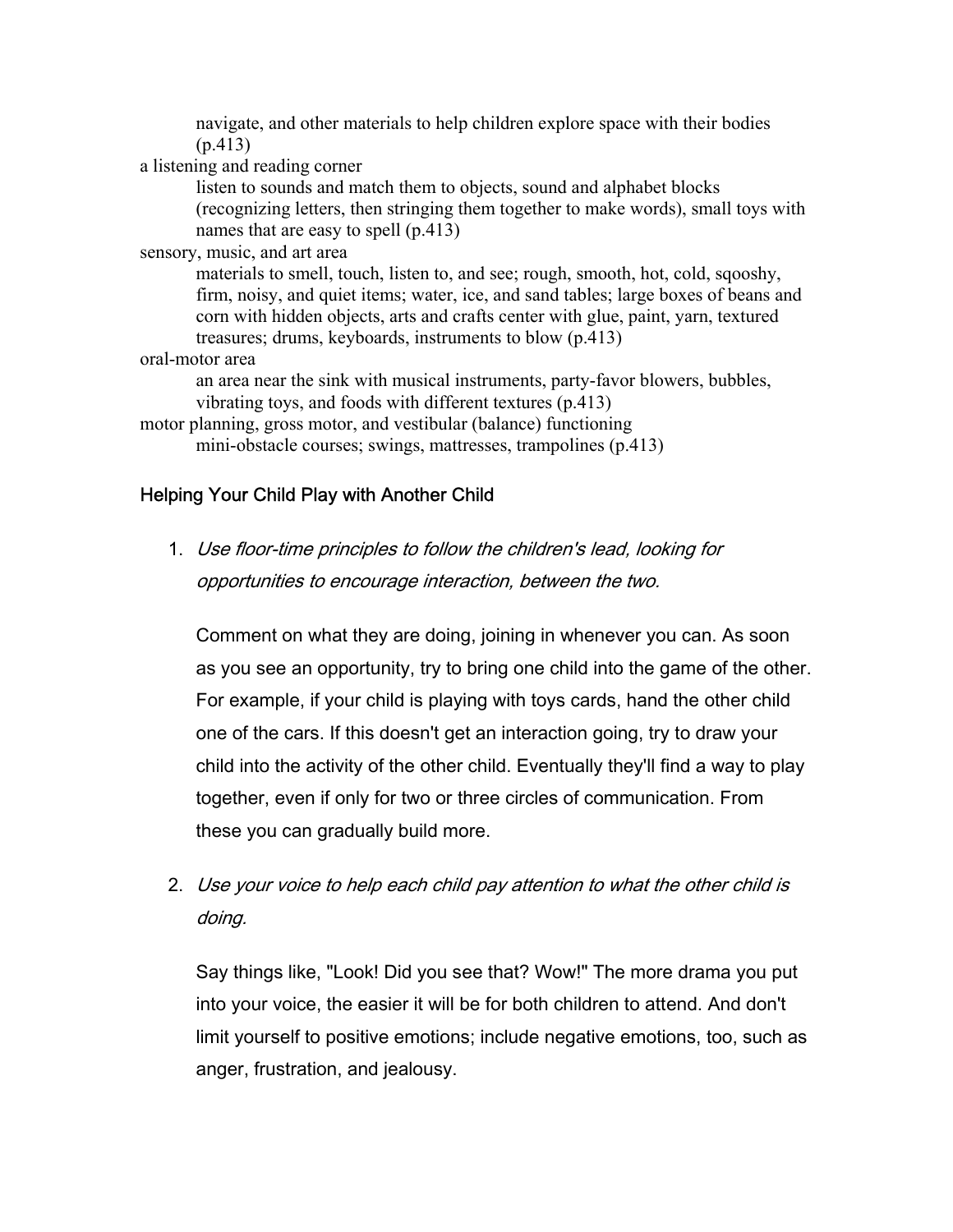navigate, and other materials to help children explore space with their bodies (p.413)

a listening and reading corner
: listen to sounds and match them to objects, sound and alphabet blocks (recognizing letters, then stringing them together to make words), small toys with names that are easy to spell (p.413)

sensory, music, and art area
: materials to smell, touch, listen to, and see; rough, smooth, hot, cold, sqooshy, firm, noisy, and quiet items; water, ice, and sand tables; large boxes of beans and corn with hidden objects, arts and crafts center with glue, paint, yarn, textured treasures; drums, keyboards, instruments to blow (p.413)

oral-motor area
: an area near the sink with musical instruments, party-favor blowers, bubbles, vibrating toys, and foods with different textures (p.413)

motor planning, gross motor, and vestibular (balance) functioning
: mini-obstacle courses; swings, mattresses, trampolines (p.413)

### Helping Your Child Play with Another Child

1. *Use floor-time principles to follow the children's lead, looking for opportunities to encourage interaction, between the two.*

   Comment on what they are doing, joining in whenever you can. As soon as you see an opportunity, try to bring one child into the game of the other. For example, if your child is playing with toys cards, hand the other child one of the cars. If this doesn't get an interaction going, try to draw your child into the activity of the other child. Eventually they'll find a way to play together, even if only for two or three circles of communication. From these you can gradually build more.

2. *Use your voice to help each child pay attention to what the other child is doing.*

   Say things like, "Look! Did you see that? Wow!" The more drama you put into your voice, the easier it will be for both children to attend. And don't limit yourself to positive emotions; include negative emotions, too, such as anger, frustration, and jealousy.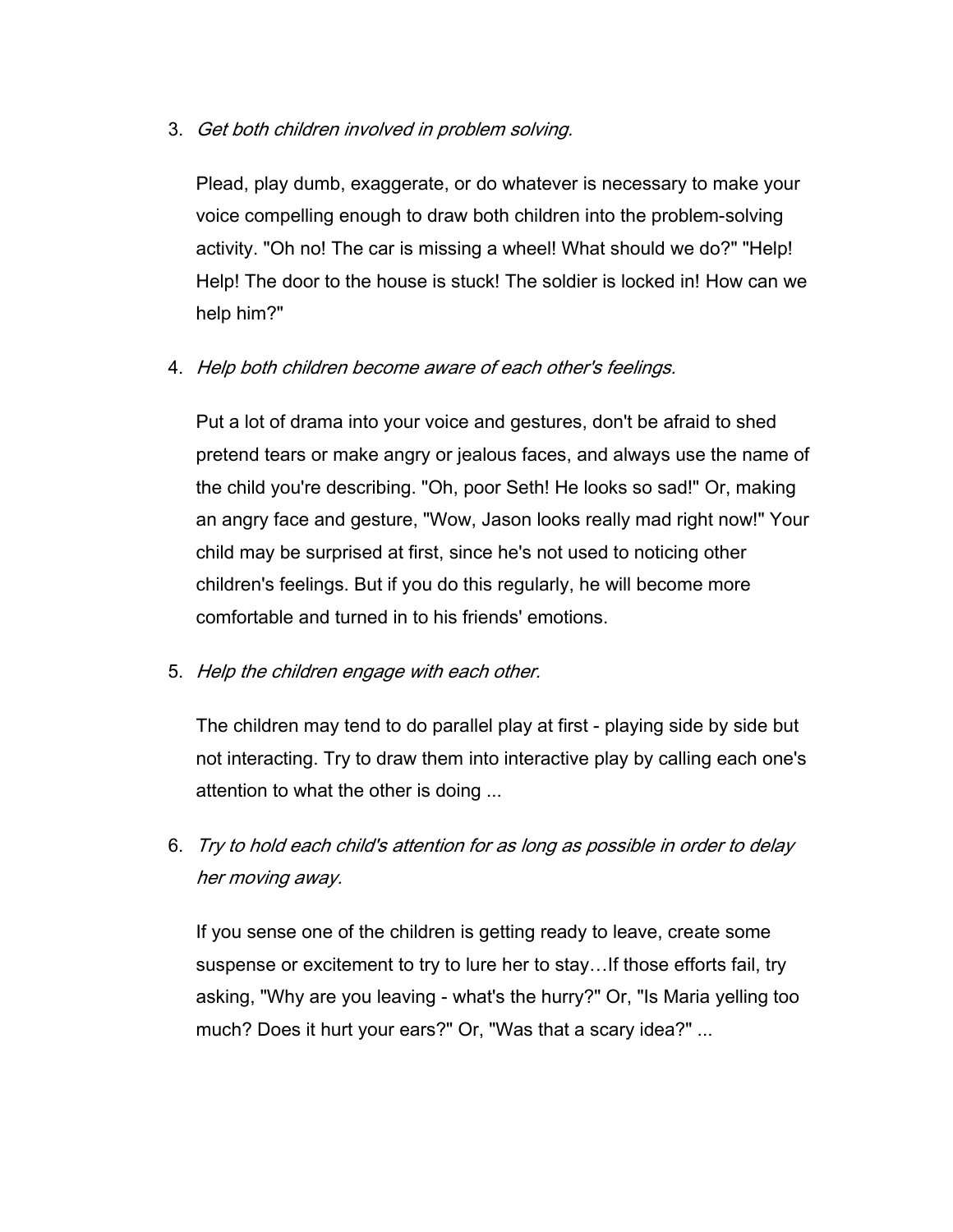3. *Get both children involved in problem solving.*

   Plead, play dumb, exaggerate, or do whatever is necessary to make your voice compelling enough to draw both children into the problem-solving activity. "Oh no! The car is missing a wheel! What should we do?" "Help! Help! The door to the house is stuck! The soldier is locked in! How can we help him?"

4. *Help both children become aware of each other's feelings.*

   Put a lot of drama into your voice and gestures, don't be afraid to shed pretend tears or make angry or jealous faces, and always use the name of the child you're describing. "Oh, poor Seth! He looks so sad!" Or, making an angry face and gesture, "Wow, Jason looks really mad right now!" Your child may be surprised at first, since he's not used to noticing other children's feelings. But if you do this regularly, he will become more comfortable and turned in to his friends' emotions.

5. *Help the children engage with each other.*

   The children may tend to do parallel play at first - playing side by side but not interacting. Try to draw them into interactive play by calling each one's attention to what the other is doing ...

6. *Try to hold each child's attention for as long as possible in order to delay her moving away.*

   If you sense one of the children is getting ready to leave, create some suspense or excitement to try to lure her to stay…If those efforts fail, try asking, "Why are you leaving - what's the hurry?" Or, "Is Maria yelling too much? Does it hurt your ears?" Or, "Was that a scary idea?" ...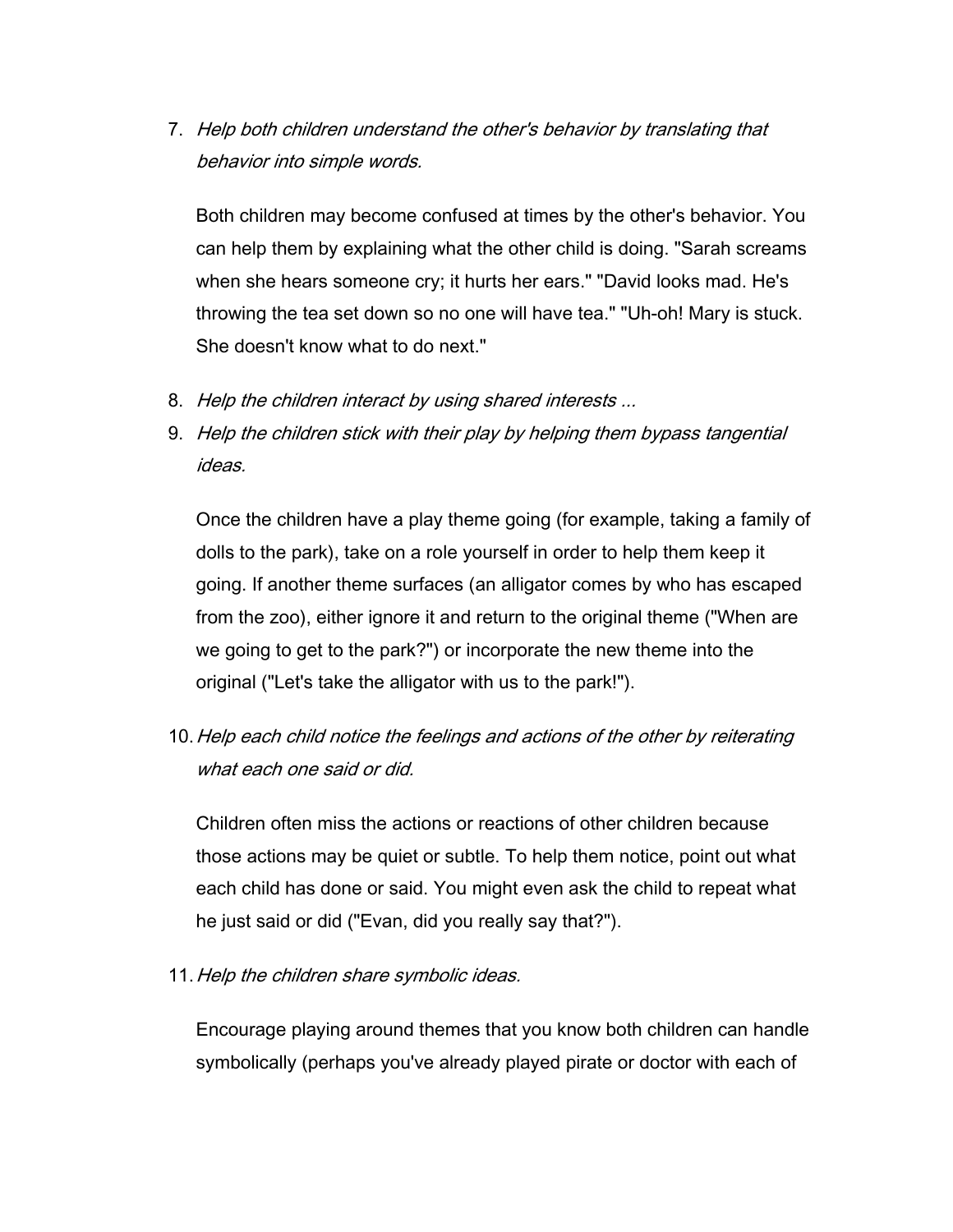7. *Help both children understand the other's behavior by translating that behavior into simple words.*

   Both children may become confused at times by the other's behavior. You can help them by explaining what the other child is doing. "Sarah screams when she hears someone cry; it hurts her ears." "David looks mad. He's throwing the tea set down so no one will have tea." "Uh-oh! Mary is stuck. She doesn't know what to do next."

8. *Help the children interact by using shared interests ...*
9. *Help the children stick with their play by helping them bypass tangential ideas.*

   Once the children have a play theme going (for example, taking a family of dolls to the park), take on a role yourself in order to help them keep it going. If another theme surfaces (an alligator comes by who has escaped from the zoo), either ignore it and return to the original theme ("When are we going to get to the park?") or incorporate the new theme into the original ("Let's take the alligator with us to the park!").

10. *Help each child notice the feelings and actions of the other by reiterating what each one said or did.*

    Children often miss the actions or reactions of other children because those actions may be quiet or subtle. To help them notice, point out what each child has done or said. You might even ask the child to repeat what he just said or did ("Evan, did you really say that?").

11. *Help the children share symbolic ideas.*

    Encourage playing around themes that you know both children can handle symbolically (perhaps you've already played pirate or doctor with each of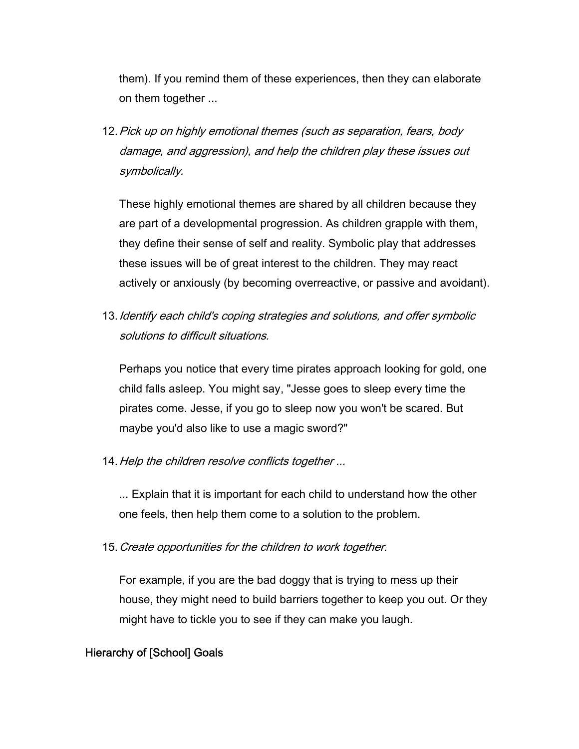them). If you remind them of these experiences, then they can elaborate on them together ...

12. *Pick up on highly emotional themes (such as separation, fears, body damage, and aggression), and help the children play these issues out symbolically.*

    These highly emotional themes are shared by all children because they are part of a developmental progression. As children grapple with them, they define their sense of self and reality. Symbolic play that addresses these issues will be of great interest to the children. They may react actively or anxiously (by becoming overreactive, or passive and avoidant).

13. *Identify each child's coping strategies and solutions, and offer symbolic solutions to difficult situations.*

    Perhaps you notice that every time pirates approach looking for gold, one child falls asleep. You might say, "Jesse goes to sleep every time the pirates come. Jesse, if you go to sleep now you won't be scared. But maybe you'd also like to use a magic sword?"

14. *Help the children resolve conflicts together ...*

    ... Explain that it is important for each child to understand how the other one feels, then help them come to a solution to the problem.

15. *Create opportunities for the children to work together.*

    For example, if you are the bad doggy that is trying to mess up their house, they might need to build barriers together to keep you out. Or they might have to tickle you to see if they can make you laugh.

Hierarchy of [School] Goals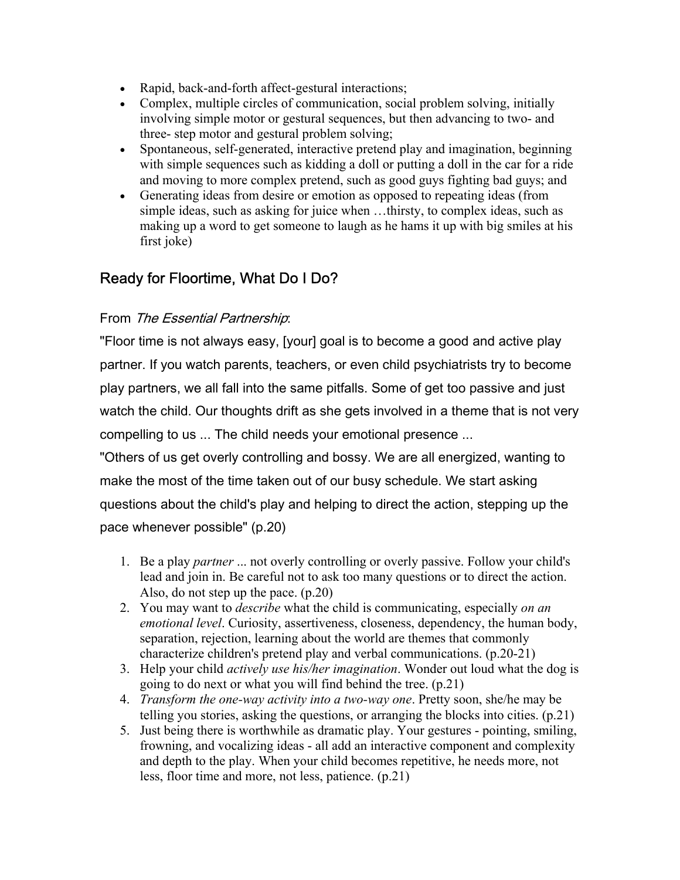- Rapid, back-and-forth affect-gestural interactions;
- Complex, multiple circles of communication, social problem solving, initially involving simple motor or gestural sequences, but then advancing to two- and three- step motor and gestural problem solving;
- Spontaneous, self-generated, interactive pretend play and imagination, beginning with simple sequences such as kidding a doll or putting a doll in the car for a ride and moving to more complex pretend, such as good guys fighting bad guys; and
- Generating ideas from desire or emotion as opposed to repeating ideas (from simple ideas, such as asking for juice when …thirsty, to complex ideas, such as making up a word to get someone to laugh as he hams it up with big smiles at his first joke)

## Ready for Floortime, What Do I Do?

From *The Essential Partnership*:

"Floor time is not always easy, [your] goal is to become a good and active play partner. If you watch parents, teachers, or even child psychiatrists try to become play partners, we all fall into the same pitfalls. Some of get too passive and just watch the child. Our thoughts drift as she gets involved in a theme that is not very compelling to us ... The child needs your emotional presence ...

"Others of us get overly controlling and bossy. We are all energized, wanting to make the most of the time taken out of our busy schedule. We start asking questions about the child's play and helping to direct the action, stepping up the pace whenever possible" (p.20)

1. Be a play *partner* ... not overly controlling or overly passive. Follow your child's lead and join in. Be careful not to ask too many questions or to direct the action. Also, do not step up the pace. (p.20)
2. You may want to *describe* what the child is communicating, especially *on an emotional level*. Curiosity, assertiveness, closeness, dependency, the human body, separation, rejection, learning about the world are themes that commonly characterize children's pretend play and verbal communications. (p.20-21)
3. Help your child *actively use his/her imagination*. Wonder out loud what the dog is going to do next or what you will find behind the tree. (p.21)
4. *Transform the one-way activity into a two-way one*. Pretty soon, she/he may be telling you stories, asking the questions, or arranging the blocks into cities. (p.21)
5. Just being there is worthwhile as dramatic play. Your gestures - pointing, smiling, frowning, and vocalizing ideas - all add an interactive component and complexity and depth to the play. When your child becomes repetitive, he needs more, not less, floor time and more, not less, patience. (p.21)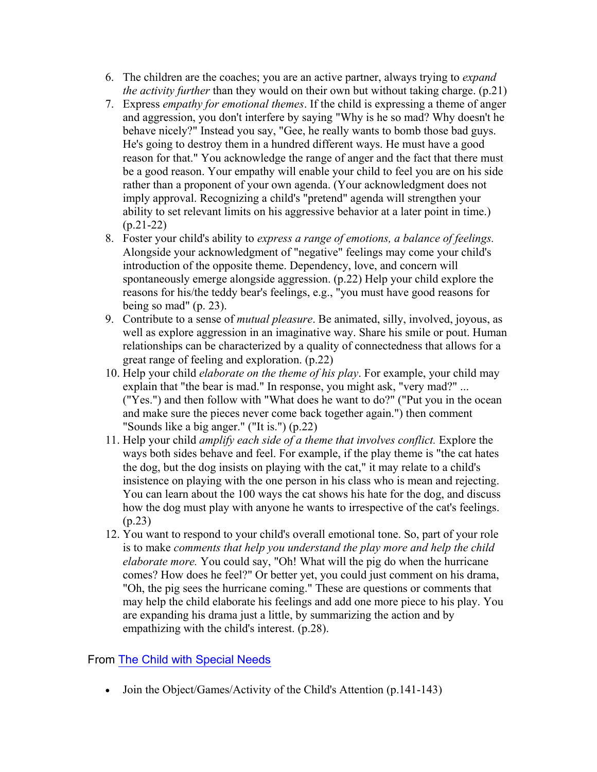6. The children are the coaches; you are an active partner, always trying to *expand the activity further* than they would on their own but without taking charge. (p.21)
7. Express *empathy for emotional themes*. If the child is expressing a theme of anger and aggression, you don't interfere by saying "Why is he so mad? Why doesn't he behave nicely?" Instead you say, "Gee, he really wants to bomb those bad guys. He's going to destroy them in a hundred different ways. He must have a good reason for that." You acknowledge the range of anger and the fact that there must be a good reason. Your empathy will enable your child to feel you are on his side rather than a proponent of your own agenda. (Your acknowledgment does not imply approval. Recognizing a child's "pretend" agenda will strengthen your ability to set relevant limits on his aggressive behavior at a later point in time.) (p.21-22)
8. Foster your child's ability to *express a range of emotions, a balance of feelings.* Alongside your acknowledgment of "negative" feelings may come your child's introduction of the opposite theme. Dependency, love, and concern will spontaneously emerge alongside aggression. (p.22) Help your child explore the reasons for his/the teddy bear's feelings, e.g., "you must have good reasons for being so mad" (p. 23).
9. Contribute to a sense of *mutual pleasure*. Be animated, silly, involved, joyous, as well as explore aggression in an imaginative way. Share his smile or pout. Human relationships can be characterized by a quality of connectedness that allows for a great range of feeling and exploration. (p.22)
10. Help your child *elaborate on the theme of his play*. For example, your child may explain that "the bear is mad." In response, you might ask, "very mad?" ... ("Yes.") and then follow with "What does he want to do?" ("Put you in the ocean and make sure the pieces never come back together again.") then comment "Sounds like a big anger." ("It is.") (p.22)
11. Help your child *amplify each side of a theme that involves conflict.* Explore the ways both sides behave and feel. For example, if the play theme is "the cat hates the dog, but the dog insists on playing with the cat," it may relate to a child's insistence on playing with the one person in his class who is mean and rejecting. You can learn about the 100 ways the cat shows his hate for the dog, and discuss how the dog must play with anyone he wants to irrespective of the cat's feelings. (p.23)
12. You want to respond to your child's overall emotional tone. So, part of your role is to make *comments that help you understand the play more and help the child elaborate more.* You could say, "Oh! What will the pig do when the hurricane comes? How does he feel?" Or better yet, you could just comment on his drama, "Oh, the pig sees the hurricane coming." These are questions or comments that may help the child elaborate his feelings and add one more piece to his play. You are expanding his drama just a little, by summarizing the action and by empathizing with the child's interest. (p.28).

From The Child with Special Needs

- Join the Object/Games/Activity of the Child's Attention (p.141-143)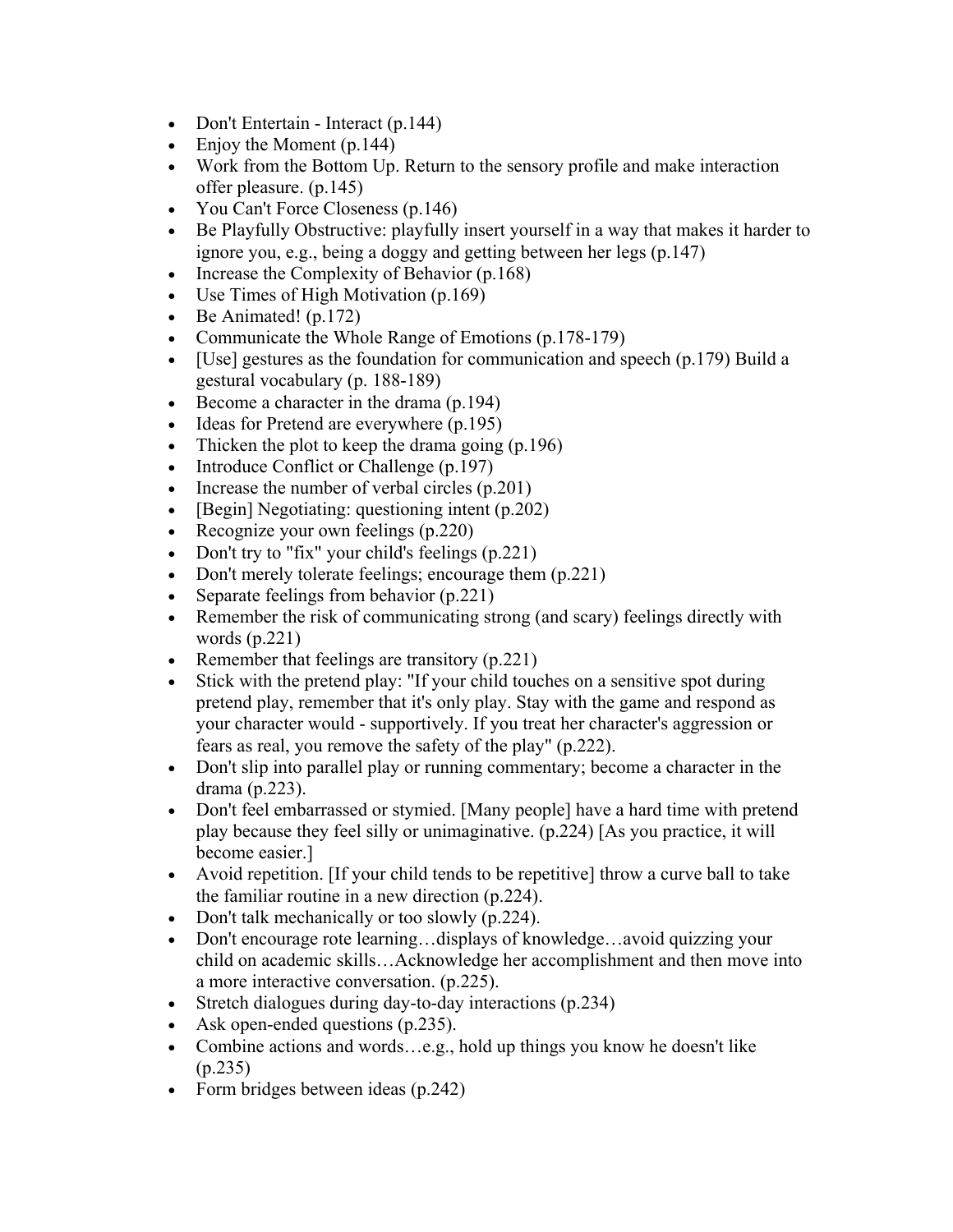- Don't Entertain - Interact (p.144)
- Enjoy the Moment (p.144)
- Work from the Bottom Up. Return to the sensory profile and make interaction offer pleasure. (p.145)
- You Can't Force Closeness (p.146)
- Be Playfully Obstructive: playfully insert yourself in a way that makes it harder to ignore you, e.g., being a doggy and getting between her legs (p.147)
- Increase the Complexity of Behavior (p.168)
- Use Times of High Motivation (p.169)
- Be Animated! (p.172)
- Communicate the Whole Range of Emotions (p.178-179)
- [Use] gestures as the foundation for communication and speech (p.179) Build a gestural vocabulary (p. 188-189)
- Become a character in the drama (p.194)
- Ideas for Pretend are everywhere (p.195)
- Thicken the plot to keep the drama going (p.196)
- Introduce Conflict or Challenge (p.197)
- Increase the number of verbal circles (p.201)
- [Begin] Negotiating: questioning intent (p.202)
- Recognize your own feelings (p.220)
- Don't try to "fix" your child's feelings (p.221)
- Don't merely tolerate feelings; encourage them (p.221)
- Separate feelings from behavior (p.221)
- Remember the risk of communicating strong (and scary) feelings directly with words (p.221)
- Remember that feelings are transitory (p.221)
- Stick with the pretend play: "If your child touches on a sensitive spot during pretend play, remember that it's only play. Stay with the game and respond as your character would - supportively. If you treat her character's aggression or fears as real, you remove the safety of the play" (p.222).
- Don't slip into parallel play or running commentary; become a character in the drama (p.223).
- Don't feel embarrassed or stymied. [Many people] have a hard time with pretend play because they feel silly or unimaginative. (p.224) [As you practice, it will become easier.]
- Avoid repetition. [If your child tends to be repetitive] throw a curve ball to take the familiar routine in a new direction (p.224).
- Don't talk mechanically or too slowly (p.224).
- Don't encourage rote learning…displays of knowledge…avoid quizzing your child on academic skills…Acknowledge her accomplishment and then move into a more interactive conversation. (p.225).
- Stretch dialogues during day-to-day interactions (p.234)
- Ask open-ended questions (p.235).
- Combine actions and words…e.g., hold up things you know he doesn't like (p.235)
- Form bridges between ideas (p.242)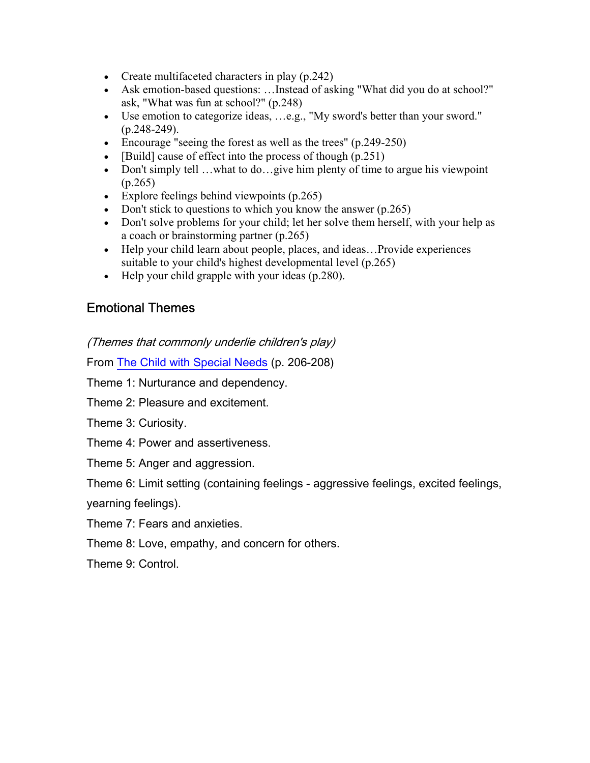- Create multifaceted characters in play (p.242)
- Ask emotion-based questions: …Instead of asking "What did you do at school?" ask, "What was fun at school?" (p.248)
- Use emotion to categorize ideas, …e.g., "My sword's better than your sword." (p.248-249).
- Encourage "seeing the forest as well as the trees" (p.249-250)
- [Build] cause of effect into the process of though (p.251)
- Don't simply tell …what to do…give him plenty of time to argue his viewpoint (p.265)
- Explore feelings behind viewpoints (p.265)
- Don't stick to questions to which you know the answer (p.265)
- Don't solve problems for your child; let her solve them herself, with your help as a coach or brainstorming partner (p.265)
- Help your child learn about people, places, and ideas…Provide experiences suitable to your child's highest developmental level (p.265)
- Help your child grapple with your ideas (p.280).

## Emotional Themes

*(Themes that commonly underlie children's play)*

From The Child with Special Needs (p. 206-208)

Theme 1: Nurturance and dependency.

Theme 2: Pleasure and excitement.

Theme 3: Curiosity.

Theme 4: Power and assertiveness.

Theme 5: Anger and aggression.

Theme 6: Limit setting (containing feelings - aggressive feelings, excited feelings, yearning feelings).

Theme 7: Fears and anxieties.

Theme 8: Love, empathy, and concern for others.

Theme 9: Control.